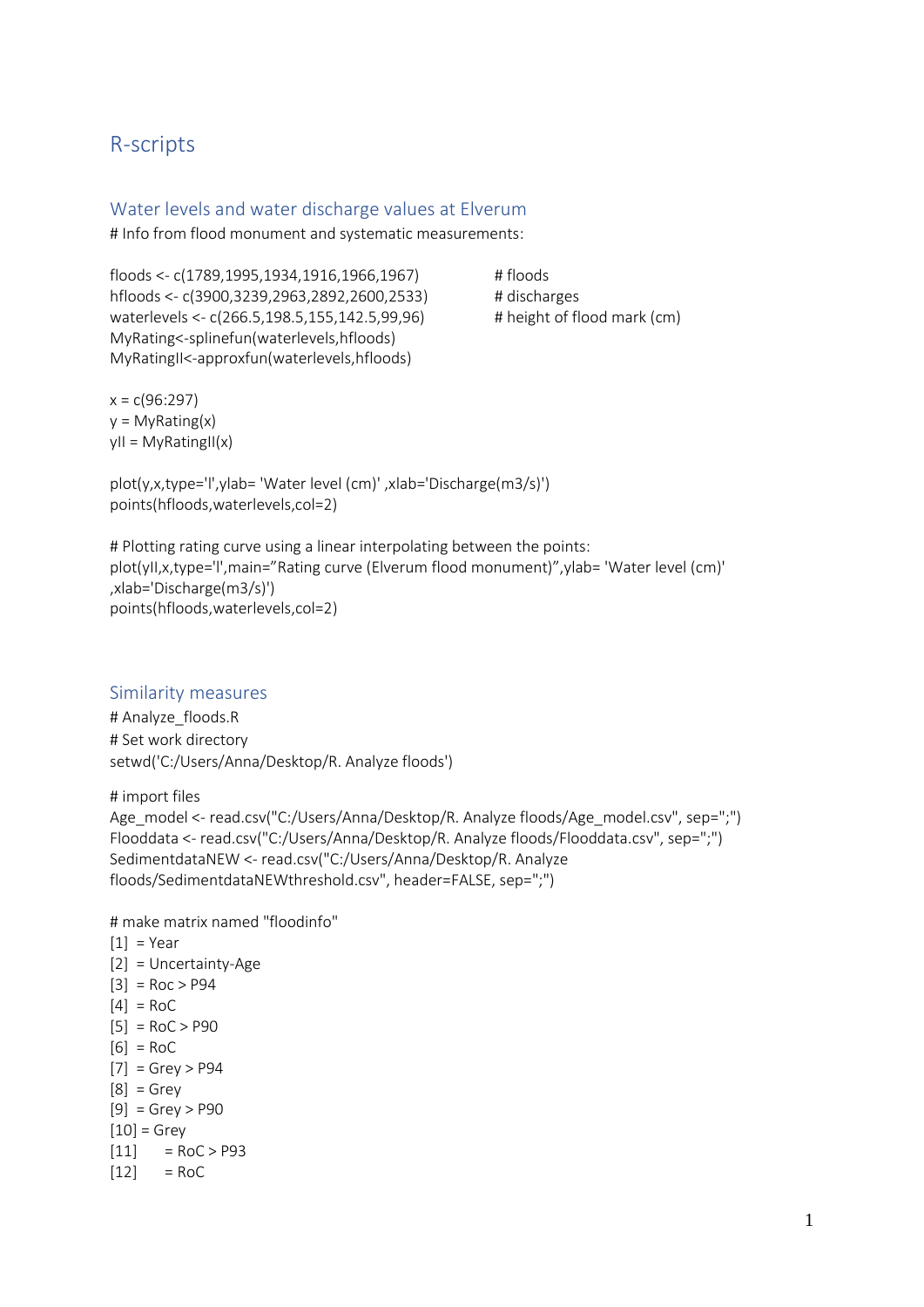# R-scripts

## Water levels and water discharge values at Elverum

```
# Info from flood monument and systematic measurements:

floods <- c(1789,1995,1934,1916,1966,1967)             # floods
hfloods <- c(3900,3239,2963,2892,2600,2533)            # discharges
waterlevels <- c(266.5,198.5,155,142.5,99,96)          # height of flood mark (cm)
MyRating<-splinefun(waterlevels,hfloods)
MyRatingII<-approxfun(waterlevels,hfloods)

x = c(96:297)
y = MyRating(x)
yII = MyRatingII(x)

plot(y,x,type='l',ylab= 'Water level (cm)' ,xlab='Discharge(m3/s)')
points(hfloods,waterlevels,col=2)

# Plotting rating curve using a linear interpolating between the points:
plot(yII,x,type='l',main="Rating curve (Elverum flood monument)",ylab= 'Water level (cm)'
,xlab='Discharge(m3/s)')
points(hfloods,waterlevels,col=2)
```

## Similarity measures

```
# Analyze_floods.R
# Set work directory
setwd('C:/Users/Anna/Desktop/R. Analyze floods')

# import files
Age_model <- read.csv("C:/Users/Anna/Desktop/R. Analyze floods/Age_model.csv", sep=";")
Flooddata <- read.csv("C:/Users/Anna/Desktop/R. Analyze floods/Flooddata.csv", sep=";")
SedimentdataNEW <- read.csv("C:/Users/Anna/Desktop/R. Analyze
floods/SedimentdataNEWthreshold.csv", header=FALSE, sep=";")

# make matrix named "floodinfo"
[1]  = Year
[2]  = Uncertainty-Age
[3]  = Roc > P94
[4]  = RoC
[5]  = RoC > P90
[6]  = RoC
[7]  = Grey > P94
[8]  = Grey
[9]  = Grey > P90
[10] = Grey
[11]     = RoC > P93
[12]     = RoC
```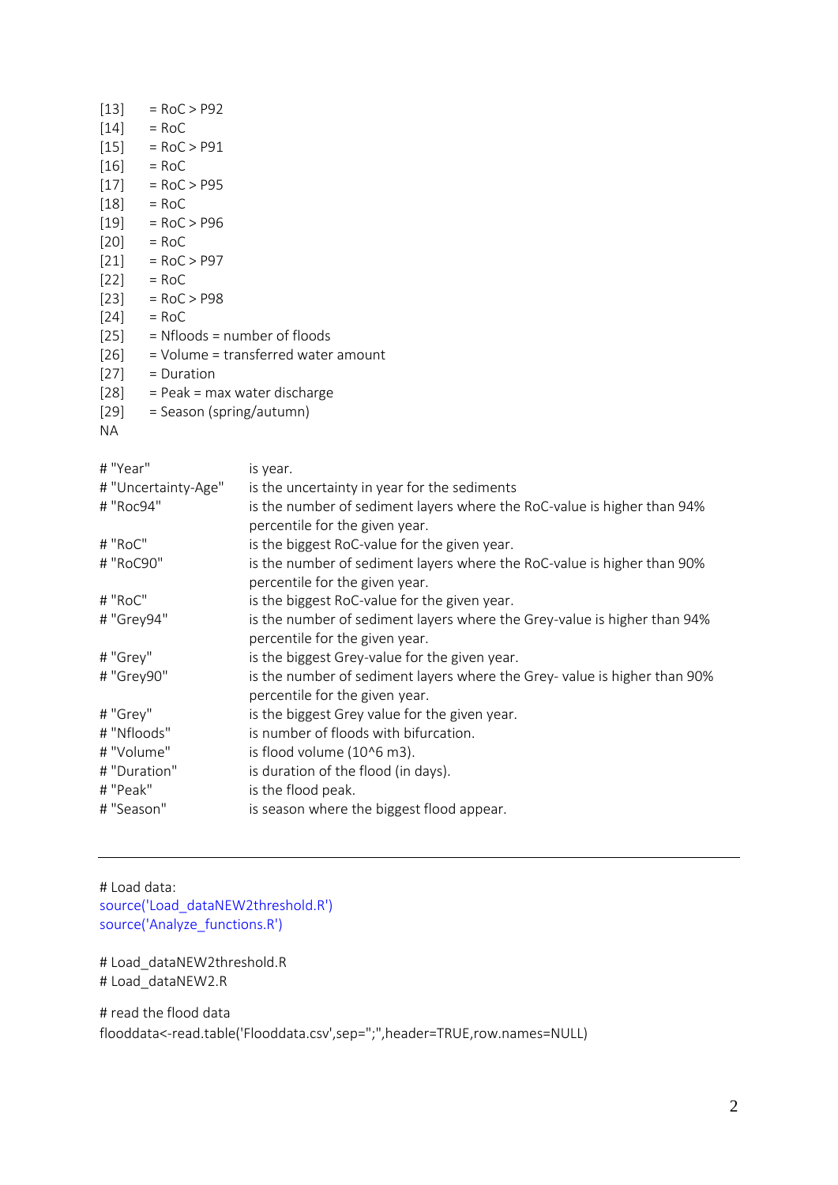[13]  = RoC > P92
[14]  = RoC
[15]  = RoC > P91
[16]  = RoC
[17]  = RoC > P95
[18]  = RoC
[19]  = RoC > P96
[20]  = RoC
[21]  = RoC > P97
[22]  = RoC
[23]  = RoC > P98
[24]  = RoC
[25]  = Nfloods = number of floods
[26]  = Volume = transferred water amount
[27]  = Duration
[28]  = Peak = max water discharge
[29]  = Season (spring/autumn)
NA

| | |
|---|---|
| # "Year" | is year. |
| # "Uncertainty-Age" | is the uncertainty in year for the sediments |
| # "Roc94" | is the number of sediment layers where the RoC-value is higher than 94% percentile for the given year. |
| # "RoC" | is the biggest RoC-value for the given year. |
| # "RoC90" | is the number of sediment layers where the RoC-value is higher than 90% percentile for the given year. |
| # "RoC" | is the biggest RoC-value for the given year. |
| # "Grey94" | is the number of sediment layers where the Grey-value is higher than 94% percentile for the given year. |
| # "Grey" | is the biggest Grey-value for the given year. |
| # "Grey90" | is the number of sediment layers where the Grey- value is higher than 90% percentile for the given year. |
| # "Grey" | is the biggest Grey value for the given year. |
| # "Nfloods" | is number of floods with bifurcation. |
| # "Volume" | is flood volume (10^6 m3). |
| # "Duration" | is duration of the flood (in days). |
| # "Peak" | is the flood peak. |
| # "Season" | is season where the biggest flood appear. |

---

```
# Load data:
source('Load_dataNEW2threshold.R')
source('Analyze_functions.R')

# Load_dataNEW2threshold.R
# Load_dataNEW2.R

# read the flood data
flooddata<-read.table('Flooddata.csv',sep=";",header=TRUE,row.names=NULL)
```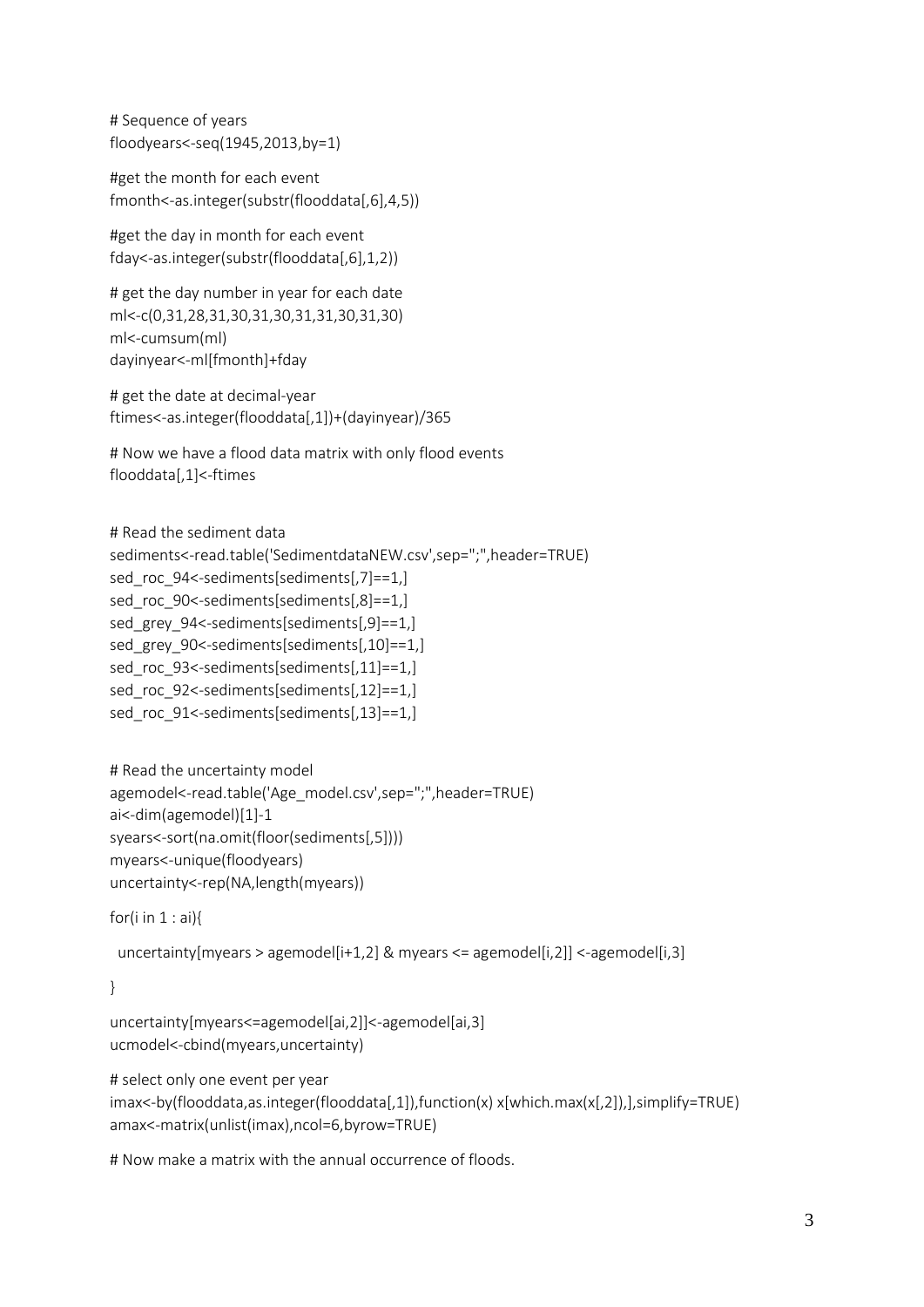```
# Sequence of years
floodyears<-seq(1945,2013,by=1)

#get the month for each event
fmonth<-as.integer(substr(flooddata[,6],4,5))

#get the day in month for each event
fday<-as.integer(substr(flooddata[,6],1,2))

# get the day number in year for each date
ml<-c(0,31,28,31,30,31,30,31,31,30,31,30)
ml<-cumsum(ml)
dayinyear<-ml[fmonth]+fday

# get the date at decimal-year
ftimes<-as.integer(flooddata[,1])+(dayinyear)/365

# Now we have a flood data matrix with only flood events
flooddata[,1]<-ftimes


# Read the sediment data
sediments<-read.table('SedimentdataNEW.csv',sep=";",header=TRUE)
sed_roc_94<-sediments[sediments[,7]==1,]
sed_roc_90<-sediments[sediments[,8]==1,]
sed_grey_94<-sediments[sediments[,9]==1,]
sed_grey_90<-sediments[sediments[,10]==1,]
sed_roc_93<-sediments[sediments[,11]==1,]
sed_roc_92<-sediments[sediments[,12]==1,]
sed_roc_91<-sediments[sediments[,13]==1,]


# Read the uncertainty model
agemodel<-read.table('Age_model.csv',sep=";",header=TRUE)
ai<-dim(agemodel)[1]-1
syears<-sort(na.omit(floor(sediments[,5])))
myears<-unique(floodyears)
uncertainty<-rep(NA,length(myears))

for(i in 1 : ai){

  uncertainty[myears > agemodel[i+1,2] & myears <= agemodel[i,2]] <-agemodel[i,3]

}

uncertainty[myears<=agemodel[ai,2]]<-agemodel[ai,3]
ucmodel<-cbind(myears,uncertainty)

# select only one event per year
imax<-by(flooddata,as.integer(flooddata[,1]),function(x) x[which.max(x[,2]),],simplify=TRUE)
amax<-matrix(unlist(imax),ncol=6,byrow=TRUE)

# Now make a matrix with the annual occurrence of floods.
```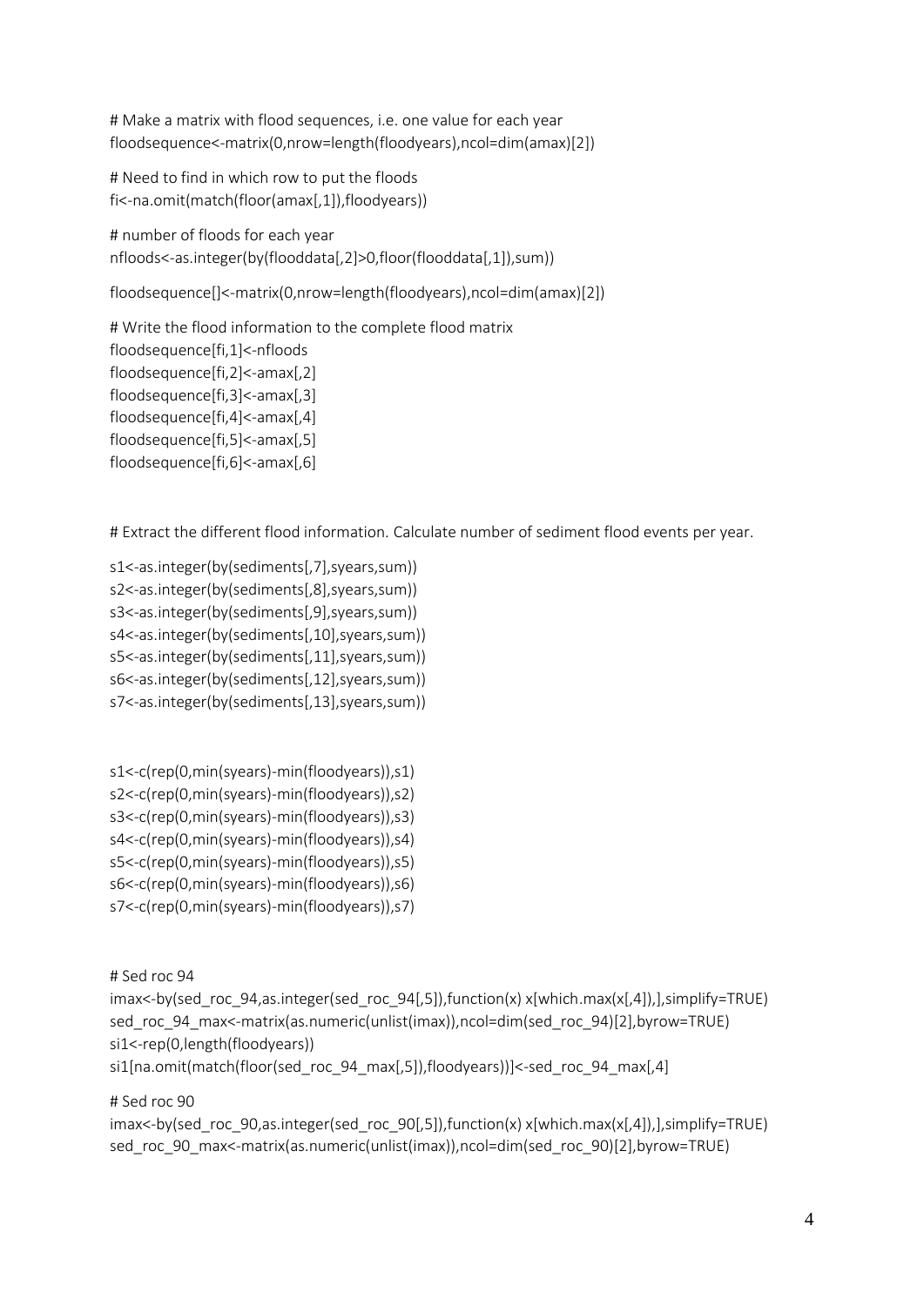```
# Make a matrix with flood sequences, i.e. one value for each year
floodsequence<-matrix(0,nrow=length(floodyears),ncol=dim(amax)[2])

# Need to find in which row to put the floods
fi<-na.omit(match(floor(amax[,1]),floodyears))

# number of floods for each year
nfloods<-as.integer(by(flooddata[,2]>0,floor(flooddata[,1]),sum))

floodsequence[]<-matrix(0,nrow=length(floodyears),ncol=dim(amax)[2])

# Write the flood information to the complete flood matrix
floodsequence[fi,1]<-nfloods
floodsequence[fi,2]<-amax[,2]
floodsequence[fi,3]<-amax[,3]
floodsequence[fi,4]<-amax[,4]
floodsequence[fi,5]<-amax[,5]
floodsequence[fi,6]<-amax[,6]


# Extract the different flood information. Calculate number of sediment flood events per year.

s1<-as.integer(by(sediments[,7],syears,sum))
s2<-as.integer(by(sediments[,8],syears,sum))
s3<-as.integer(by(sediments[,9],syears,sum))
s4<-as.integer(by(sediments[,10],syears,sum))
s5<-as.integer(by(sediments[,11],syears,sum))
s6<-as.integer(by(sediments[,12],syears,sum))
s7<-as.integer(by(sediments[,13],syears,sum))


s1<-c(rep(0,min(syears)-min(floodyears)),s1)
s2<-c(rep(0,min(syears)-min(floodyears)),s2)
s3<-c(rep(0,min(syears)-min(floodyears)),s3)
s4<-c(rep(0,min(syears)-min(floodyears)),s4)
s5<-c(rep(0,min(syears)-min(floodyears)),s5)
s6<-c(rep(0,min(syears)-min(floodyears)),s6)
s7<-c(rep(0,min(syears)-min(floodyears)),s7)


# Sed roc 94
imax<-by(sed_roc_94,as.integer(sed_roc_94[,5]),function(x) x[which.max(x[,4]),],simplify=TRUE)
sed_roc_94_max<-matrix(as.numeric(unlist(imax)),ncol=dim(sed_roc_94)[2],byrow=TRUE)
si1<-rep(0,length(floodyears))
si1[na.omit(match(floor(sed_roc_94_max[,5]),floodyears))]<-sed_roc_94_max[,4]

# Sed roc 90
imax<-by(sed_roc_90,as.integer(sed_roc_90[,5]),function(x) x[which.max(x[,4]),],simplify=TRUE)
sed_roc_90_max<-matrix(as.numeric(unlist(imax)),ncol=dim(sed_roc_90)[2],byrow=TRUE)
```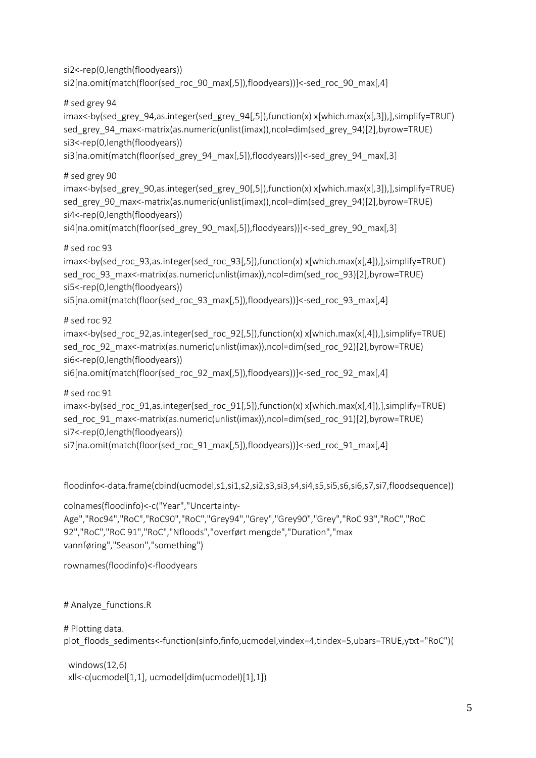```
si2<-rep(0,length(floodyears))
si2[na.omit(match(floor(sed_roc_90_max[,5]),floodyears))]<-sed_roc_90_max[,4]

# sed grey 94
imax<-by(sed_grey_94,as.integer(sed_grey_94[,5]),function(x) x[which.max(x[,3]),],simplify=TRUE)
sed_grey_94_max<-matrix(as.numeric(unlist(imax)),ncol=dim(sed_grey_94)[2],byrow=TRUE)
si3<-rep(0,length(floodyears))
si3[na.omit(match(floor(sed_grey_94_max[,5]),floodyears))]<-sed_grey_94_max[,3]

# sed grey 90
imax<-by(sed_grey_90,as.integer(sed_grey_90[,5]),function(x) x[which.max(x[,3]),],simplify=TRUE)
sed_grey_90_max<-matrix(as.numeric(unlist(imax)),ncol=dim(sed_grey_94)[2],byrow=TRUE)
si4<-rep(0,length(floodyears))
si4[na.omit(match(floor(sed_grey_90_max[,5]),floodyears))]<-sed_grey_90_max[,3]

# sed roc 93
imax<-by(sed_roc_93,as.integer(sed_roc_93[,5]),function(x) x[which.max(x[,4]),],simplify=TRUE)
sed_roc_93_max<-matrix(as.numeric(unlist(imax)),ncol=dim(sed_roc_93)[2],byrow=TRUE)
si5<-rep(0,length(floodyears))
si5[na.omit(match(floor(sed_roc_93_max[,5]),floodyears))]<-sed_roc_93_max[,4]

# sed roc 92
imax<-by(sed_roc_92,as.integer(sed_roc_92[,5]),function(x) x[which.max(x[,4]),],simplify=TRUE)
sed_roc_92_max<-matrix(as.numeric(unlist(imax)),ncol=dim(sed_roc_92)[2],byrow=TRUE)
si6<-rep(0,length(floodyears))
si6[na.omit(match(floor(sed_roc_92_max[,5]),floodyears))]<-sed_roc_92_max[,4]

# sed roc 91
imax<-by(sed_roc_91,as.integer(sed_roc_91[,5]),function(x) x[which.max(x[,4]),],simplify=TRUE)
sed_roc_91_max<-matrix(as.numeric(unlist(imax)),ncol=dim(sed_roc_91)[2],byrow=TRUE)
si7<-rep(0,length(floodyears))
si7[na.omit(match(floor(sed_roc_91_max[,5]),floodyears))]<-sed_roc_91_max[,4]


floodinfo<-data.frame(cbind(ucmodel,s1,si1,s2,si2,s3,si3,s4,si4,s5,si5,s6,si6,s7,si7,floodsequence))

colnames(floodinfo)<-c("Year","Uncertainty-Age","Roc94","RoC","RoC90","RoC","Grey94","Grey","Grey90","Grey","RoC 93","RoC","RoC 92","RoC","RoC 91","RoC","Nfloods","overført mengde","Duration","max vannføring","Season","something")

rownames(floodinfo)<-floodyears


# Analyze_functions.R

# Plotting data.
plot_floods_sediments<-function(sinfo,finfo,ucmodel,vindex=4,tindex=5,ubars=TRUE,ytxt="RoC"){

  windows(12,6)
  xll<-c(ucmodel[1,1], ucmodel[dim(ucmodel)[1],1])
```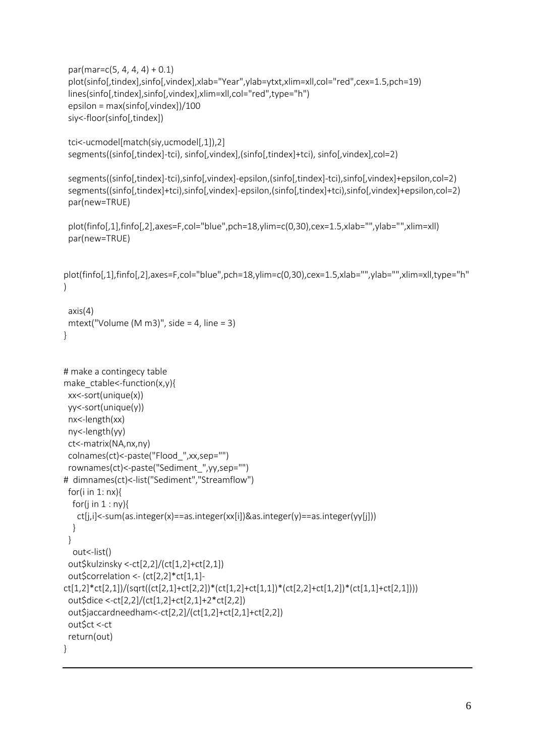```
  par(mar=c(5, 4, 4, 4) + 0.1)
  plot(sinfo[,tindex],sinfo[,vindex],xlab="Year",ylab=ytxt,xlim=xll,col="red",cex=1.5,pch=19)
  lines(sinfo[,tindex],sinfo[,vindex],xlim=xll,col="red",type="h")
  epsilon = max(sinfo[,vindex])/100
  siy<-floor(sinfo[,tindex])

  tci<-ucmodel[match(siy,ucmodel[,1]),2]
  segments((sinfo[,tindex]-tci), sinfo[,vindex],(sinfo[,tindex]+tci), sinfo[,vindex],col=2)

  segments((sinfo[,tindex]-tci),sinfo[,vindex]-epsilon,(sinfo[,tindex]-tci),sinfo[,vindex]+epsilon,col=2)
  segments((sinfo[,tindex]+tci),sinfo[,vindex]-epsilon,(sinfo[,tindex]+tci),sinfo[,vindex]+epsilon,col=2)
  par(new=TRUE)

  plot(finfo[,1],finfo[,2],axes=F,col="blue",pch=18,ylim=c(0,30),cex=1.5,xlab="",ylab="",xlim=xll)
  par(new=TRUE)


plot(finfo[,1],finfo[,2],axes=F,col="blue",pch=18,ylim=c(0,30),cex=1.5,xlab="",ylab="",xlim=xll,type="h"
)

  axis(4)
  mtext("Volume (M m3)", side = 4, line = 3)
}


# make a contingecy table
make_ctable<-function(x,y){
  xx<-sort(unique(x))
  yy<-sort(unique(y))
  nx<-length(xx)
  ny<-length(yy)
  ct<-matrix(NA,nx,ny)
  colnames(ct)<-paste("Flood_",xx,sep="")
  rownames(ct)<-paste("Sediment_",yy,sep="")
#  dimnames(ct)<-list("Sediment","Streamflow")
  for(i in 1: nx){
    for(j in 1 : ny){
      ct[j,i]<-sum(as.integer(x)==as.integer(xx[i])&as.integer(y)==as.integer(yy[j]))
    }
  }
   out<-list()
  out$kulzinsky <-ct[2,2]/(ct[1,2]+ct[2,1])
  out$correlation <- (ct[2,2]*ct[1,1]-
ct[1,2]*ct[2,1])/(sqrt((ct[2,1]+ct[2,2])*(ct[1,2]+ct[1,1])*(ct[2,2]+ct[1,2])*(ct[1,1]+ct[2,1])))
  out$dice <-ct[2,2]/(ct[1,2]+ct[2,1]+2*ct[2,2])
  out$jaccardneedham<-ct[2,2]/(ct[1,2]+ct[2,1]+ct[2,2])
  out$ct <-ct
  return(out)
}
```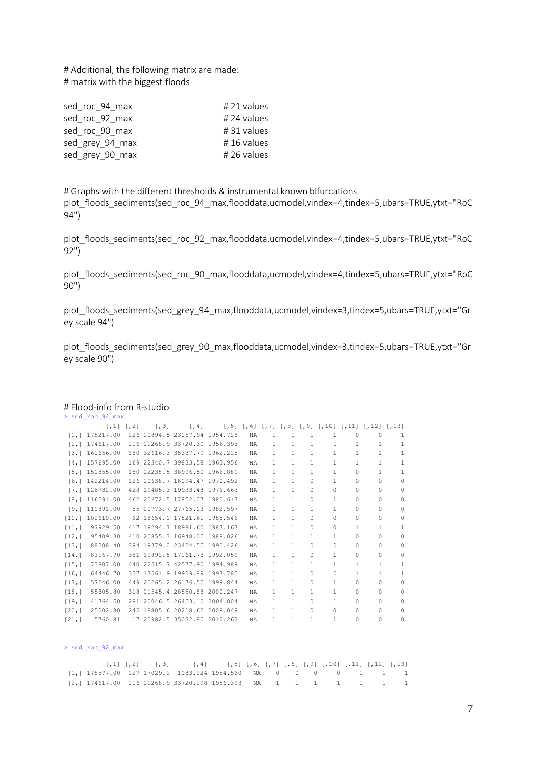# Additional, the following matrix are made:
# matrix with the biggest floods

```
sed_roc_94_max          # 21 values
sed_roc_92_max          # 24 values
sed_roc_90_max          # 31 values
sed_grey_94_max         # 16 values
sed_grey_90_max         # 26 values
```

# Graphs with the different thresholds & instrumental known bifurcations

```
plot_floods_sediments(sed_roc_94_max,flooddata,ucmodel,vindex=4,tindex=5,ubars=TRUE,ytxt="RoC 94")

plot_floods_sediments(sed_roc_92_max,flooddata,ucmodel,vindex=4,tindex=5,ubars=TRUE,ytxt="RoC 92")

plot_floods_sediments(sed_roc_90_max,flooddata,ucmodel,vindex=4,tindex=5,ubars=TRUE,ytxt="RoC 90")

plot_floods_sediments(sed_grey_94_max,flooddata,ucmodel,vindex=3,tindex=5,ubars=TRUE,ytxt="Grey scale 94")

plot_floods_sediments(sed_grey_90_max,flooddata,ucmodel,vindex=3,tindex=5,ubars=TRUE,ytxt="Grey scale 90")
```

# Flood-info from R-studio

```
> sed_roc_94_max
          [,1] [,2]    [,3]     [,4]     [,5] [,6] [,7] [,8] [,9] [,10] [,11] [,12] [,13]
 [1,] 178217.00  226 20894.5 23057.94 1954.728   NA    1    1    1     1     0     0     1
 [2,] 174617.00  216 21268.9 33720.30 1956.393   NA    1    1    1     1     1     1     1
 [3,] 161656.00  180 32616.3 35337.79 1962.225   NA    1    1    1     1     1     1     1
 [4,] 157695.00  169 22340.7 39833.58 1963.956   NA    1    1    1     1     1     1     1
 [5,] 150855.00  150 22238.5 38996.50 1966.889   NA    1    1    1     1     0     1     1
 [6,] 142214.00  126 20638.7 18094.47 1970.492   NA    1    1    0     1     0     0     0
 [7,] 126732.00  428 19485.3 19933.48 1976.663   NA    1    1    0     0     0     0     0
 [8,] 116291.00  462 20672.5 17852.07 1980.617   NA    1    1    0     1     0     0     0
 [9,] 110891.00   85 20773.7 27765.03 1982.597   NA    1    1    1     1     0     0     0
[10,] 102610.00   62 18654.0 17521.61 1985.546   NA    1    1    0     0     0     0     0
[11,]  97929.50  417 19294.7 18981.60 1987.167   NA    1    1    0     0     1     1     1
[12,]  95409.30  410 20855.3 16948.05 1988.026   NA    1    1    1     1     0     0     0
[13,]  88208.40  394 19379.0 23424.55 1990.426   NA    1    1    0     0     0     0     0
[14,]  83167.90  381 19892.5 17161.73 1992.059   NA    1    1    0     1     0     0     0
[15,]  73807.00  440 22515.7 42577.90 1994.989   NA    1    1    1     1     1     1     1
[16,]  64446.70  337 17561.9 19909.89 1997.785   NA    1    1    0     0     1     1     1
[17,]  57246.00  449 20265.2 26176.55 1999.844   NA    1    1    0     1     0     0     0
[18,]  55805.80  318 21545.4 28550.88 2000.247   NA    1    1    1     1     0     0     0
[19,]  41764.50  281 20046.5 26453.10 2004.004   NA    1    1    0     1     0     0     0
[20,]  25202.80  245 18805.6 20218.62 2008.049   NA    1    1    0     0     0     0     0
[21,]   5760.81   17 20982.5 35032.85 2012.262   NA    1    1    1     1     0     0     0
```

```
> sed_roc_92_max

          [,1] [,2]    [,3]      [,4]     [,5] [,6] [,7] [,8] [,9] [,10] [,11] [,12] [,13]
 [1,] 178577.00  227 17029.2  1083.224 1954.560   NA    0    0    0     0     1     1     1
 [2,] 174617.00  216 21268.9 33720.298 1956.393   NA    1    1    1     1     1     1     1
```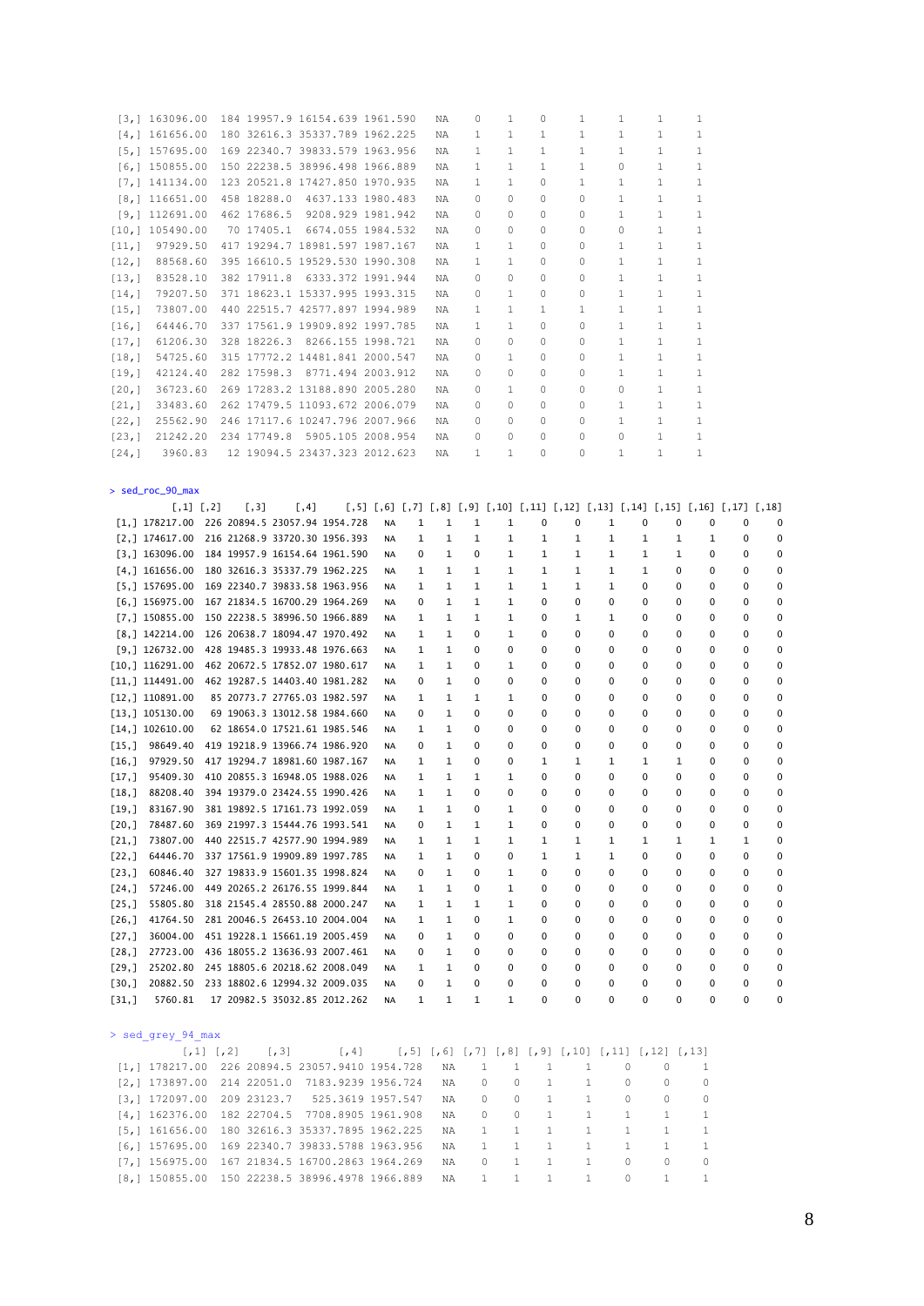```
 [3,] 163096.00  184 19957.9 16154.639 1961.590   NA   0   1   0   1   1   1   1
 [4,] 161656.00  180 32616.3 35337.789 1962.225   NA   1   1   1   1   1   1   1
 [5,] 157695.00  169 22340.7 39833.579 1963.956   NA   1   1   1   1   1   1   1
 [6,] 150855.00  150 22238.5 38996.498 1966.889   NA   1   1   1   1   0   1   1
 [7,] 141134.00  123 20521.8 17427.850 1970.935   NA   1   1   0   1   1   1   1
 [8,] 116651.00  458 18288.0  4637.133 1980.483   NA   0   0   0   0   1   1   1
 [9,] 112691.00  462 17686.5  9208.929 1981.942   NA   0   0   0   0   1   1   1
[10,] 105490.00   70 17405.1  6674.055 1984.532   NA   0   0   0   0   0   1   1
[11,]  97929.50  417 19294.7 18981.597 1987.167   NA   1   1   0   0   1   1   1
[12,]  88568.60  395 16610.5 19529.530 1990.308   NA   1   1   0   0   1   1   1
[13,]  83528.10  382 17911.8  6333.372 1991.944   NA   0   0   0   0   1   1   1
[14,]  79207.50  371 18623.1 15337.995 1993.315   NA   0   1   0   0   1   1   1
[15,]  73807.00  440 22515.7 42577.897 1994.989   NA   1   1   1   1   1   1   1
[16,]  64446.70  337 17561.9 19909.892 1997.785   NA   1   1   0   0   1   1   1
[17,]  61206.30  328 18226.3  8266.155 1998.721   NA   0   0   0   0   1   1   1
[18,]  54725.60  315 17772.2 14481.841 2000.547   NA   0   1   0   0   1   1   1
[19,]  42124.40  282 17598.3  8771.494 2003.912   NA   0   0   0   0   1   1   1
[20,]  36723.60  269 17283.2 13188.890 2005.280   NA   0   1   0   0   0   1   1
[21,]  33483.60  262 17479.5 11093.672 2006.079   NA   0   0   0   0   1   1   1
[22,]  25562.90  246 17117.6 10247.796 2007.966   NA   0   0   0   0   1   1   1
[23,]  21242.20  234 17749.8  5905.105 2008.954   NA   0   0   0   0   0   1   1
[24,]   3960.83   12 19094.5 23437.323 2012.623   NA   1   1   0   0   1   1   1
```

```
> sed_roc_90_max
          [,1] [,2]    [,3]     [,4]     [,5] [,6] [,7] [,8] [,9] [,10] [,11] [,12] [,13] [,14] [,15] [,16] [,17] [,18]
 [1,] 178217.00  226 20894.5 23057.94 1954.728   NA    1    1    1     1     0     0     1     0     0     0     0     0
 [2,] 174617.00  216 21268.9 33720.30 1956.393   NA    1    1    1     1     1     1     1     1     1     1     0     0
 [3,] 163096.00  184 19957.9 16154.64 1961.590   NA    0    1    0     1     1     1     1     1     1     0     0     0
 [4,] 161656.00  180 32616.3 35337.79 1962.225   NA    1    1    1     1     1     1     1     1     0     0     0     0
 [5,] 157695.00  169 22340.7 39833.58 1963.956   NA    1    1    1     1     1     1     1     0     0     0     0     0
 [6,] 156975.00  167 21834.5 16700.29 1964.269   NA    0    1    1     1     0     0     0     0     0     0     0     0
 [7,] 150855.00  150 22238.5 38996.50 1966.889   NA    1    1    1     1     0     1     1     0     0     0     0     0
 [8,] 142214.00  126 20638.7 18094.47 1970.492   NA    1    1    0     1     0     0     0     0     0     0     0     0
 [9,] 126732.00  428 19485.3 19933.48 1976.663   NA    1    1    0     0     0     0     0     0     0     0     0     0
[10,] 116291.00  462 20672.5 17852.07 1980.617   NA    1    1    0     1     0     0     0     0     0     0     0     0
[11,] 114491.00  462 19287.5 14403.40 1981.282   NA    0    1    0     0     0     0     0     0     0     0     0     0
[12,] 110891.00   85 20773.7 27765.03 1982.597   NA    1    1    1     1     0     0     0     0     0     0     0     0
[13,] 105130.00   69 19063.3 13012.58 1984.660   NA    0    1    0     0     0     0     0     0     0     0     0     0
[14,] 102610.00   62 18654.0 17521.61 1985.546   NA    1    1    0     0     0     0     0     0     0     0     0     0
[15,]  98649.40  419 19218.9 13966.74 1986.920   NA    0    1    0     0     0     0     0     0     0     0     0     0
[16,]  97929.50  417 19294.7 18981.60 1987.167   NA    1    1    0     0     1     1     1     1     1     0     0     0
[17,]  95409.30  410 20855.3 16948.05 1988.026   NA    1    1    1     1     0     0     0     0     0     0     0     0
[18,]  88208.40  394 19379.0 23424.55 1990.426   NA    1    1    0     0     0     0     0     0     0     0     0     0
[19,]  83167.90  381 19892.5 17161.73 1992.059   NA    1    1    0     1     0     0     0     0     0     0     0     0
[20,]  78487.60  369 21997.3 15444.76 1993.541   NA    0    1    1     1     0     0     0     0     0     0     0     0
[21,]  73807.00  440 22515.7 42577.90 1994.989   NA    1    1    1     1     1     1     1     1     1     1     1     0
[22,]  64446.70  337 17561.9 19909.89 1997.785   NA    1    1    0     0     1     1     1     0     0     0     0     0
[23,]  60846.40  327 19833.9 15601.35 1998.824   NA    0    1    0     1     0     0     0     0     0     0     0     0
[24,]  57246.00  449 20265.2 26176.55 1999.844   NA    1    1    0     1     0     0     0     0     0     0     0     0
[25,]  55805.80  318 21545.4 28550.88 2000.247   NA    1    1    1     1     0     0     0     0     0     0     0     0
[26,]  41764.50  281 20046.5 26453.10 2004.004   NA    1    1    0     1     0     0     0     0     0     0     0     0
[27,]  36004.00  451 19228.1 15661.19 2005.459   NA    0    1    0     0     0     0     0     0     0     0     0     0
[28,]  27723.00  436 18055.2 13636.93 2007.461   NA    0    1    0     0     0     0     0     0     0     0     0     0
[29,]  25202.80  245 18805.6 20218.62 2008.049   NA    1    1    0     0     0     0     0     0     0     0     0     0
[30,]  20882.50  233 18802.6 12994.32 2009.035   NA    0    1    0     0     0     0     0     0     0     0     0     0
[31,]   5760.81   17 20982.5 35032.85 2012.262   NA    1    1    1     1     0     0     0     0     0     0     0     0
```

```
> sed_grey_94_max
          [,1] [,2]    [,3]       [,4]     [,5] [,6] [,7] [,8] [,9] [,10] [,11] [,12] [,13]
 [1,] 178217.00  226 20894.5 23057.9410 1954.728   NA    1    1    1     1     0     0     1
 [2,] 173897.00  214 22051.0  7183.9239 1956.724   NA    0    0    1     1     0     0     0
 [3,] 172097.00  209 23123.7   525.3619 1957.547   NA    0    0    1     1     0     0     0
 [4,] 162376.00  182 22704.5  7708.8905 1961.908   NA    0    0    1     1     1     1     1
 [5,] 161656.00  180 32616.3 35337.7895 1962.225   NA    1    1    1     1     1     1     1
 [6,] 157695.00  169 22340.7 39833.5788 1963.956   NA    1    1    1     1     1     1     1
 [7,] 156975.00  167 21834.5 16700.2863 1964.269   NA    0    1    1     1     0     0     0
 [8,] 150855.00  150 22238.5 38996.4978 1966.889   NA    1    1    1     1     0     1     1
```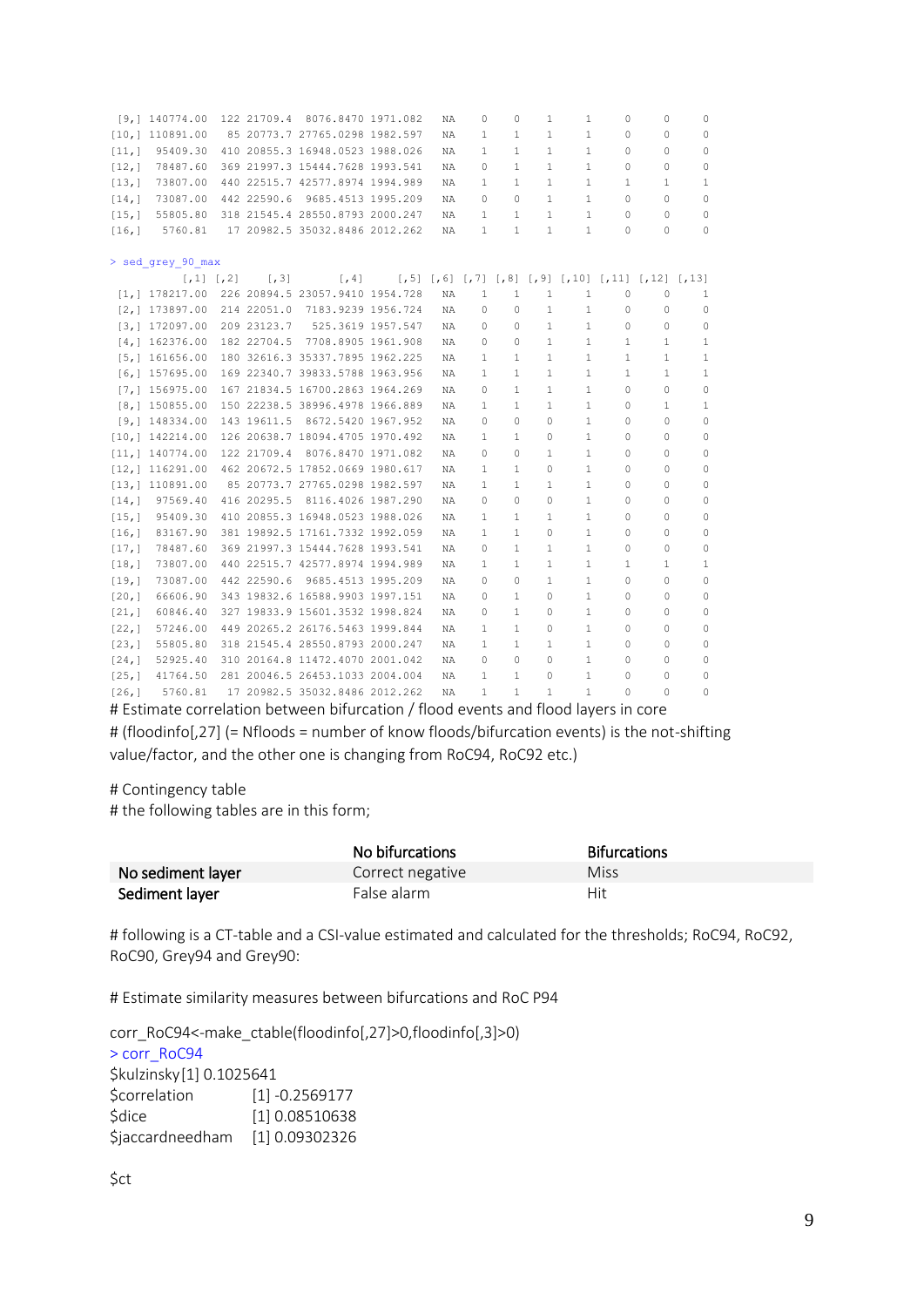```
 [9,] 140774.00  122 21709.4  8076.8470 1971.082   NA    0    0    1    1    0    0    0
[10,] 110891.00   85 20773.7 27765.0298 1982.597   NA    1    1    1    1    0    0    0
[11,]  95409.30  410 20855.3 16948.0523 1988.026   NA    1    1    1    1    0    0    0
[12,]  78487.60  369 21997.3 15444.7628 1993.541   NA    0    1    1    1    0    0    0
[13,]  73807.00  440 22515.7 42577.8974 1994.989   NA    1    1    1    1    1    1    1
[14,]  73087.00  442 22590.6  9685.4513 1995.209   NA    0    0    1    1    0    0    0
[15,]  55805.80  318 21545.4 28550.8793 2000.247   NA    1    1    1    1    0    0    0
[16,]   5760.81   17 20982.5 35032.8486 2012.262   NA    1    1    1    1    0    0    0

> sed_grey_90_max
          [,1] [,2]    [,3]       [,4]     [,5] [,6] [,7] [,8] [,9] [,10] [,11] [,12] [,13]
 [1,] 178217.00  226 20894.5 23057.9410 1954.728   NA    1    1    1    1    0    0    1
 [2,] 173897.00  214 22051.0  7183.9239 1956.724   NA    0    0    1    1    0    0    0
 [3,] 172097.00  209 23123.7   525.3619 1957.547   NA    0    0    1    1    0    0    0
 [4,] 162376.00  182 22704.5  7708.8905 1961.908   NA    0    0    1    1    1    1    1
 [5,] 161656.00  180 32616.3 35337.7895 1962.225   NA    1    1    1    1    1    1    1
 [6,] 157695.00  169 22340.7 39833.5788 1963.956   NA    1    1    1    1    1    1    1
 [7,] 156975.00  167 21834.5 16700.2863 1964.269   NA    0    1    1    1    0    0    0
 [8,] 150855.00  150 22238.5 38996.4978 1966.889   NA    1    1    1    1    0    1    1
 [9,] 148334.00  143 19611.5  8672.5420 1967.952   NA    0    0    0    1    0    0    0
[10,] 142214.00  126 20638.7 18094.4705 1970.492   NA    1    1    0    1    0    0    0
[11,] 140774.00  122 21709.4  8076.8470 1971.082   NA    0    0    1    1    0    0    0
[12,] 116291.00  462 20672.5 17852.0669 1980.617   NA    1    1    0    1    0    0    0
[13,] 110891.00   85 20773.7 27765.0298 1982.597   NA    1    1    1    1    0    0    0
[14,]  97569.40  416 20295.5  8116.4026 1987.290   NA    0    0    0    1    0    0    0
[15,]  95409.30  410 20855.3 16948.0523 1988.026   NA    1    1    1    1    0    0    0
[16,]  83167.90  381 19892.5 17161.7332 1992.059   NA    1    1    0    1    0    0    0
[17,]  78487.60  369 21997.3 15444.7628 1993.541   NA    0    1    1    1    0    0    0
[18,]  73807.00  440 22515.7 42577.8974 1994.989   NA    1    1    1    1    1    1    1
[19,]  73087.00  442 22590.6  9685.4513 1995.209   NA    0    0    1    1    0    0    0
[20,]  66606.90  343 19832.6 16588.9903 1997.151   NA    0    1    0    1    0    0    0
[21,]  60846.40  327 19833.9 15601.3532 1998.824   NA    0    1    0    1    0    0    0
[22,]  57246.00  449 20265.2 26176.5463 1999.844   NA    1    1    0    1    0    0    0
[23,]  55805.80  318 21545.4 28550.8793 2000.247   NA    1    1    1    1    0    0    0
[24,]  52925.40  310 20164.8 11472.4070 2001.042   NA    0    0    0    1    0    0    0
[25,]  41764.50  281 20046.5 26453.1033 2004.004   NA    1    1    0    1    0    0    0
[26,]   5760.81   17 20982.5 35032.8486 2012.262   NA    1    1    1    1    0    0    0
```

# Estimate correlation between bifurcation / flood events and flood layers in core
# (floodinfo[,27] (= Nfloods = number of know floods/bifurcation events) is the not-shifting value/factor, and the other one is changing from RoC94, RoC92 etc.)

# Contingency table
# the following tables are in this form;

| | No bifurcations | Bifurcations |
|---|---|---|
| **No sediment layer** | Correct negative | Miss |
| **Sediment layer** | False alarm | Hit |

# following is a CT-table and a CSI-value estimated and calculated for the thresholds; RoC94, RoC92, RoC90, Grey94 and Grey90:

# Estimate similarity measures between bifurcations and RoC P94

corr_RoC94<-make_ctable(floodinfo[,27]>0,floodinfo[,3]>0)
> corr_RoC94
$kulzinsky [1] 0.1025641
$correlation [1] -0.2569177
$dice [1] 0.08510638
$jaccardneedham [1] 0.09302326

$ct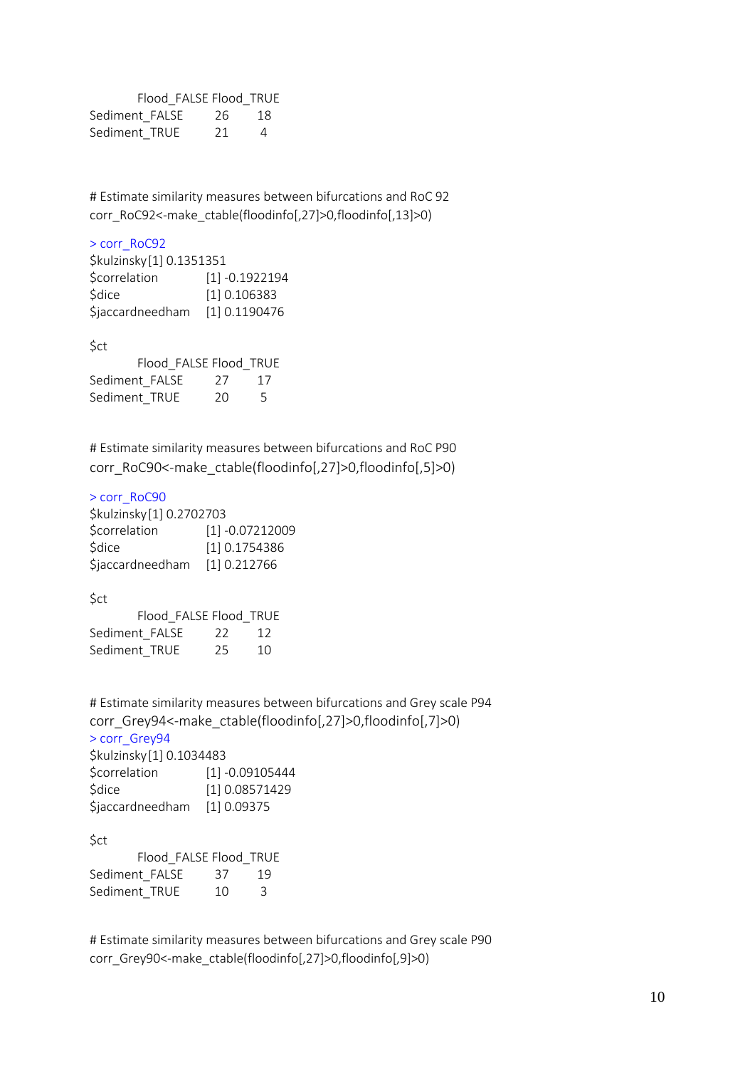```
          Flood_FALSE Flood_TRUE
Sediment_FALSE       26       18
Sediment_TRUE        21        4
```

```
# Estimate similarity measures between bifurcations and RoC 92
corr_RoC92<-make_ctable(floodinfo[,27]>0,floodinfo[,13]>0)
```

```
> corr_RoC92
$kulzinsky[1] 0.1351351
$correlation          [1] -0.1922194
$dice                 [1] 0.106383
$jaccardneedham   [1] 0.1190476

$ct
          Flood_FALSE Flood_TRUE
Sediment_FALSE       27       17
Sediment_TRUE        20        5
```

```
# Estimate similarity measures between bifurcations and RoC P90
corr_RoC90<-make_ctable(floodinfo[,27]>0,floodinfo[,5]>0)
```

```
> corr_RoC90
$kulzinsky[1] 0.2702703
$correlation          [1] -0.07212009
$dice                 [1] 0.1754386
$jaccardneedham   [1] 0.212766

$ct
          Flood_FALSE Flood_TRUE
Sediment_FALSE       22       12
Sediment_TRUE        25       10
```

```
# Estimate similarity measures between bifurcations and Grey scale P94
corr_Grey94<-make_ctable(floodinfo[,27]>0,floodinfo[,7]>0)
> corr_Grey94
$kulzinsky[1] 0.1034483
$correlation          [1] -0.09105444
$dice                 [1] 0.08571429
$jaccardneedham   [1] 0.09375

$ct
          Flood_FALSE Flood_TRUE
Sediment_FALSE       37       19
Sediment_TRUE        10        3
```

```
# Estimate similarity measures between bifurcations and Grey scale P90
corr_Grey90<-make_ctable(floodinfo[,27]>0,floodinfo[,9]>0)
```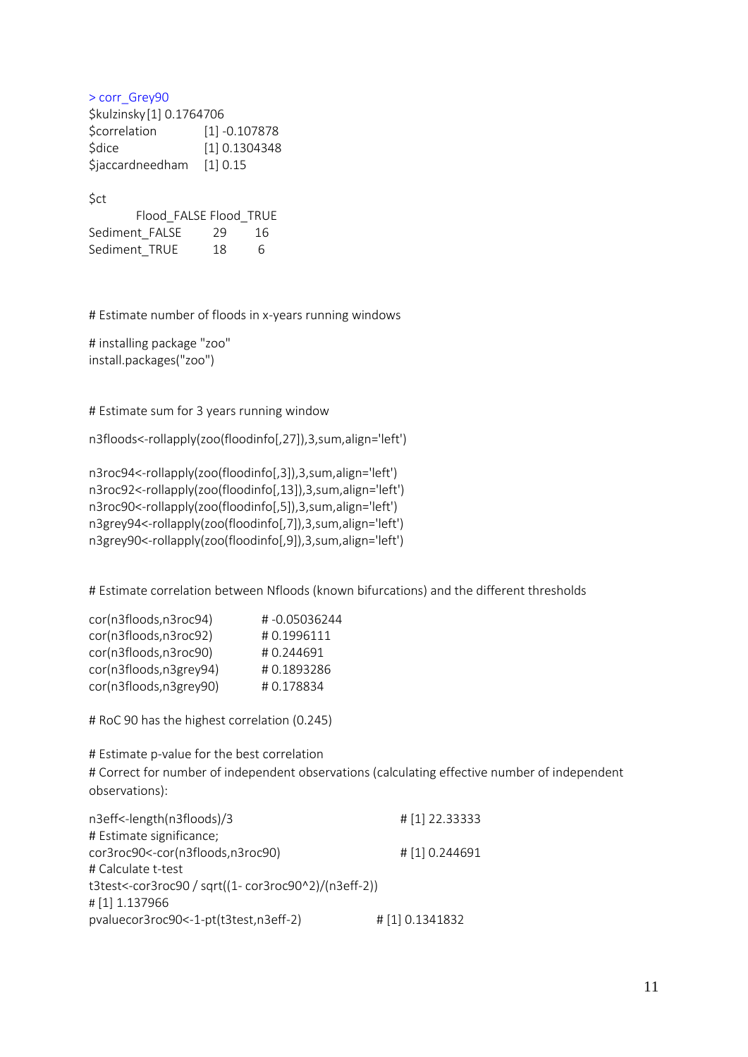```
> corr_Grey90
$kulzinsky [1] 0.1764706
$correlation      [1] -0.107878
$dice             [1] 0.1304348
$jaccardneedham   [1] 0.15

$ct
          Flood_FALSE Flood_TRUE
Sediment_FALSE     29        16
Sediment_TRUE      18         6
```

```
# Estimate number of floods in x-years running windows

# installing package "zoo"
install.packages("zoo")


# Estimate sum for 3 years running window

n3floods<-rollapply(zoo(floodinfo[,27]),3,sum,align='left')

n3roc94<-rollapply(zoo(floodinfo[,3]),3,sum,align='left')
n3roc92<-rollapply(zoo(floodinfo[,13]),3,sum,align='left')
n3roc90<-rollapply(zoo(floodinfo[,5]),3,sum,align='left')
n3grey94<-rollapply(zoo(floodinfo[,7]),3,sum,align='left')
n3grey90<-rollapply(zoo(floodinfo[,9]),3,sum,align='left')


# Estimate correlation between Nfloods (known bifurcations) and the different thresholds

cor(n3floods,n3roc94)      # -0.05036244
cor(n3floods,n3roc92)      # 0.1996111
cor(n3floods,n3roc90)      # 0.244691
cor(n3floods,n3grey94)     # 0.1893286
cor(n3floods,n3grey90)     # 0.178834

# RoC 90 has the highest correlation (0.245)

# Estimate p-value for the best correlation
# Correct for number of independent observations (calculating effective number of independent observations):

n3eff<-length(n3floods)/3                               # [1] 22.33333
# Estimate significance;
cor3roc90<-cor(n3floods,n3roc90)                        # [1] 0.244691
# Calculate t-test
t3test<-cor3roc90 / sqrt((1- cor3roc90^2)/(n3eff-2))
# [1] 1.137966
pvaluecor3roc90<-1-pt(t3test,n3eff-2)                   # [1] 0.1341832
```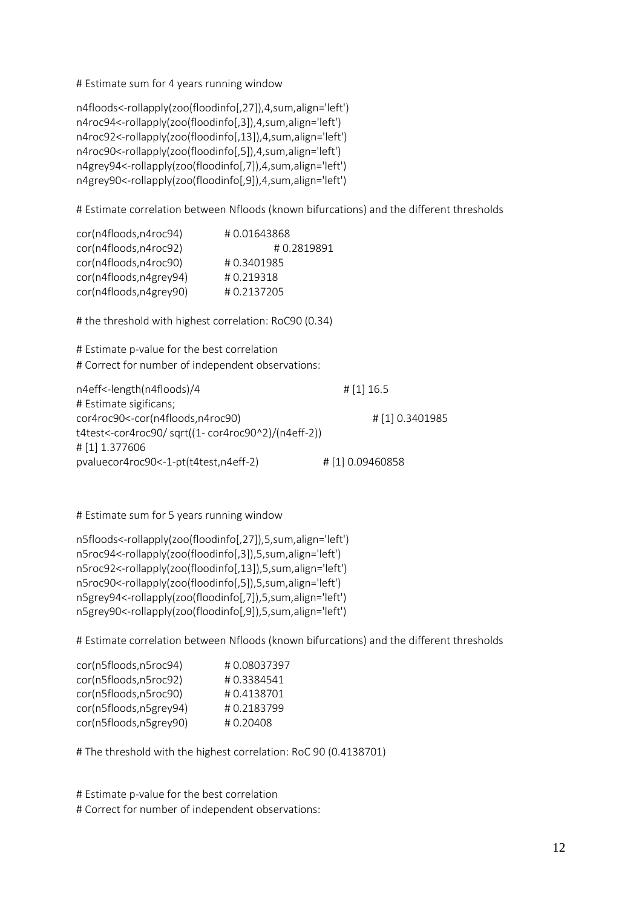```
# Estimate sum for 4 years running window

n4floods<-rollapply(zoo(floodinfo[,27]),4,sum,align='left')
n4roc94<-rollapply(zoo(floodinfo[,3]),4,sum,align='left')
n4roc92<-rollapply(zoo(floodinfo[,13]),4,sum,align='left')
n4roc90<-rollapply(zoo(floodinfo[,5]),4,sum,align='left')
n4grey94<-rollapply(zoo(floodinfo[,7]),4,sum,align='left')
n4grey90<-rollapply(zoo(floodinfo[,9]),4,sum,align='left')

# Estimate correlation between Nfloods (known bifurcations) and the different thresholds

cor(n4floods,n4roc94)         # 0.01643868
cor(n4floods,n4roc92)         # 0.2819891
cor(n4floods,n4roc90)         # 0.3401985
cor(n4floods,n4grey94)        # 0.219318
cor(n4floods,n4grey90)        # 0.2137205

# the threshold with highest correlation: RoC90 (0.34)

# Estimate p-value for the best correlation
# Correct for number of independent observations:

n4eff<-length(n4floods)/4                              # [1] 16.5
# Estimate sigificans;
cor4roc90<-cor(n4floods,n4roc90)                       # [1] 0.3401985
t4test<-cor4roc90/ sqrt((1- cor4roc90^2)/(n4eff-2))
# [1] 1.377606
pvaluecor4roc90<-1-pt(t4test,n4eff-2)                  # [1] 0.09460858


# Estimate sum for 5 years running window

n5floods<-rollapply(zoo(floodinfo[,27]),5,sum,align='left')
n5roc94<-rollapply(zoo(floodinfo[,3]),5,sum,align='left')
n5roc92<-rollapply(zoo(floodinfo[,13]),5,sum,align='left')
n5roc90<-rollapply(zoo(floodinfo[,5]),5,sum,align='left')
n5grey94<-rollapply(zoo(floodinfo[,7]),5,sum,align='left')
n5grey90<-rollapply(zoo(floodinfo[,9]),5,sum,align='left')

# Estimate correlation between Nfloods (known bifurcations) and the different thresholds

cor(n5floods,n5roc94)         # 0.08037397
cor(n5floods,n5roc92)         # 0.3384541
cor(n5floods,n5roc90)         # 0.4138701
cor(n5floods,n5grey94)        # 0.2183799
cor(n5floods,n5grey90)        # 0.20408

# The threshold with the highest correlation: RoC 90 (0.4138701)


# Estimate p-value for the best correlation
# Correct for number of independent observations:
```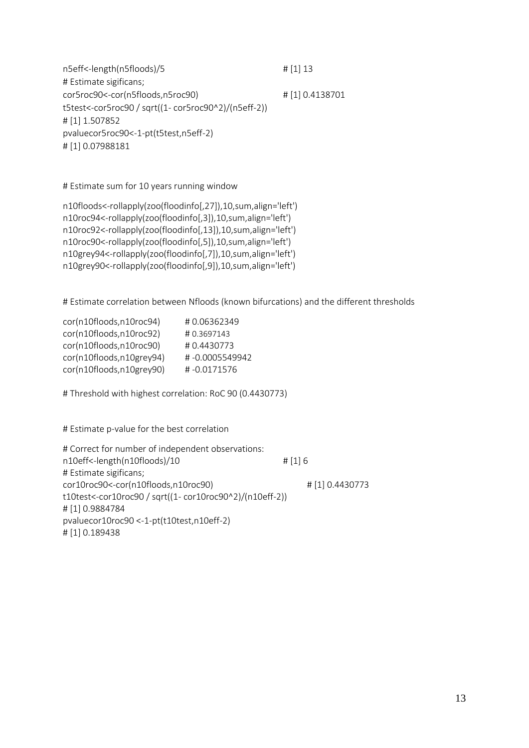```
n5eff<-length(n5floods)/5                          # [1] 13
# Estimate sigificans;
cor5roc90<-cor(n5floods,n5roc90)                   # [1] 0.4138701
t5test<-cor5roc90 / sqrt((1- cor5roc90^2)/(n5eff-2))
# [1] 1.507852
pvaluecor5roc90<-1-pt(t5test,n5eff-2)
# [1] 0.07988181
```

```
# Estimate sum for 10 years running window

n10floods<-rollapply(zoo(floodinfo[,27]),10,sum,align='left')
n10roc94<-rollapply(zoo(floodinfo[,3]),10,sum,align='left')
n10roc92<-rollapply(zoo(floodinfo[,13]),10,sum,align='left')
n10roc90<-rollapply(zoo(floodinfo[,5]),10,sum,align='left')
n10grey94<-rollapply(zoo(floodinfo[,7]),10,sum,align='left')
n10grey90<-rollapply(zoo(floodinfo[,9]),10,sum,align='left')
```

```
# Estimate correlation between Nfloods (known bifurcations) and the different thresholds

cor(n10floods,n10roc94)       # 0.06362349
cor(n10floods,n10roc92)       # 0.3697143
cor(n10floods,n10roc90)       # 0.4430773
cor(n10floods,n10grey94)      # -0.0005549942
cor(n10floods,n10grey90)      # -0.0171576

# Threshold with highest correlation: RoC 90 (0.4430773)
```

```
# Estimate p-value for the best correlation

# Correct for number of independent observations:
n10eff<-length(n10floods)/10                       # [1] 6
# Estimate sigificans;
cor10roc90<-cor(n10floods,n10roc90)                # [1] 0.4430773
t10test<-cor10roc90 / sqrt((1- cor10roc90^2)/(n10eff-2))
# [1] 0.9884784
pvaluecor10roc90 <-1-pt(t10test,n10eff-2)
# [1] 0.189438
```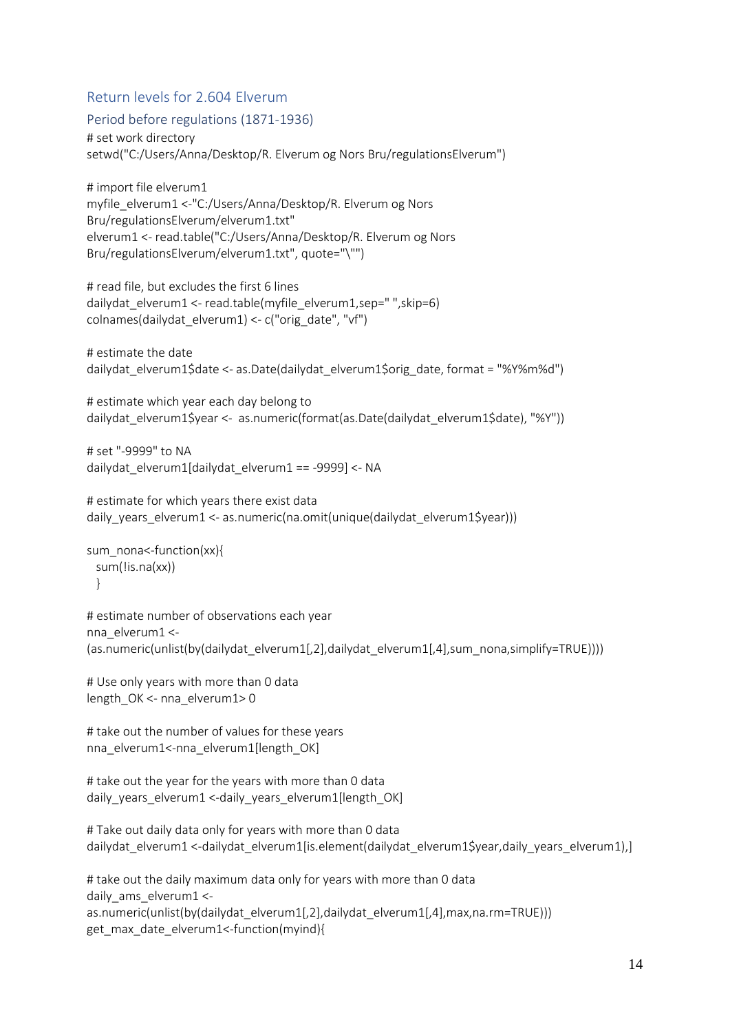## Return levels for 2.604 Elverum

### Period before regulations (1871-1936)

```
# set work directory
setwd("C:/Users/Anna/Desktop/R. Elverum og Nors Bru/regulationsElverum")

# import file elverum1
myfile_elverum1 <-"C:/Users/Anna/Desktop/R. Elverum og Nors Bru/regulationsElverum/elverum1.txt"
elverum1 <- read.table("C:/Users/Anna/Desktop/R. Elverum og Nors Bru/regulationsElverum/elverum1.txt", quote="\"")

# read file, but excludes the first 6 lines
dailydat_elverum1 <- read.table(myfile_elverum1,sep=" ",skip=6)
colnames(dailydat_elverum1) <- c("orig_date", "vf")

# estimate the date
dailydat_elverum1$date <- as.Date(dailydat_elverum1$orig_date, format = "%Y%m%d")

# estimate which year each day belong to
dailydat_elverum1$year <-  as.numeric(format(as.Date(dailydat_elverum1$date), "%Y"))

# set "-9999" to NA
dailydat_elverum1[dailydat_elverum1 == -9999] <- NA

# estimate for which years there exist data
daily_years_elverum1 <- as.numeric(na.omit(unique(dailydat_elverum1$year)))

sum_nona<-function(xx){
  sum(!is.na(xx))
  }

# estimate number of observations each year
nna_elverum1 <-
(as.numeric(unlist(by(dailydat_elverum1[,2],dailydat_elverum1[,4],sum_nona,simplify=TRUE))))

# Use only years with more than 0 data
length_OK <- nna_elverum1> 0

# take out the number of values for these years
nna_elverum1<-nna_elverum1[length_OK]

# take out the year for the years with more than 0 data
daily_years_elverum1 <-daily_years_elverum1[length_OK]

# Take out daily data only for years with more than 0 data
dailydat_elverum1 <-dailydat_elverum1[is.element(dailydat_elverum1$year,daily_years_elverum1),]

# take out the daily maximum data only for years with more than 0 data
daily_ams_elverum1 <-
as.numeric(unlist(by(dailydat_elverum1[,2],dailydat_elverum1[,4],max,na.rm=TRUE)))
get_max_date_elverum1<-function(myind){
```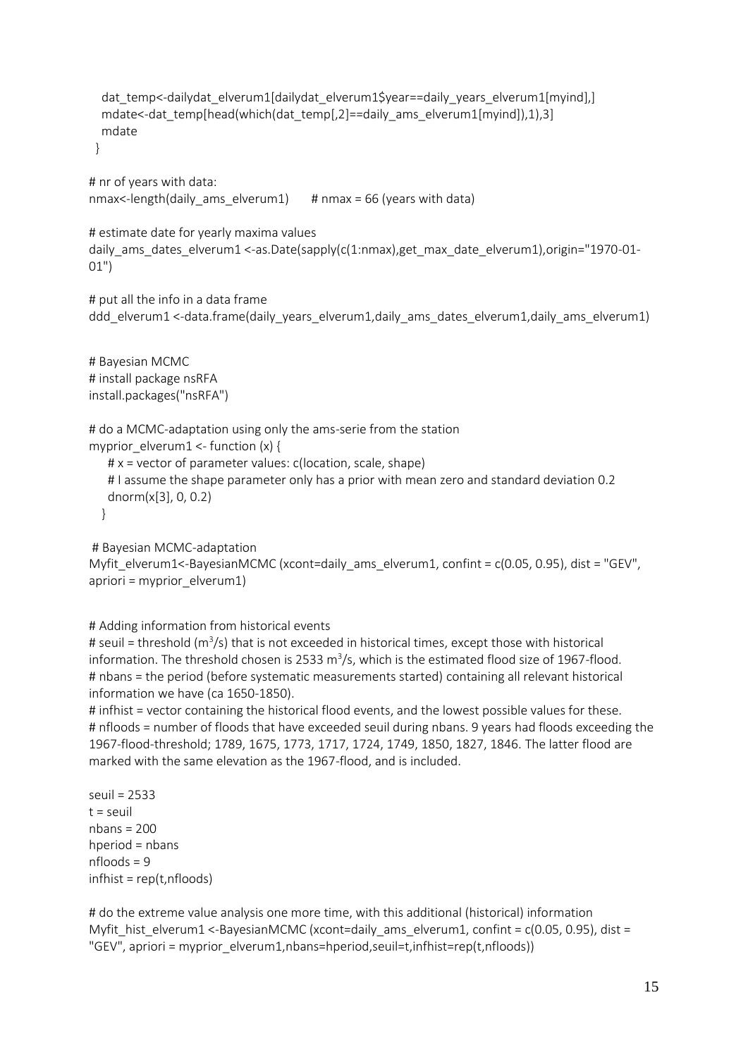```
  dat_temp<-dailydat_elverum1[dailydat_elverum1$year==daily_years_elverum1[myind],]
  mdate<-dat_temp[head(which(dat_temp[,2]==daily_ams_elverum1[myind]),1),3]
  mdate
 }

# nr of years with data:
nmax<-length(daily_ams_elverum1)      # nmax = 66 (years with data)

# estimate date for yearly maxima values
daily_ams_dates_elverum1 <-as.Date(sapply(c(1:nmax),get_max_date_elverum1),origin="1970-01-01")

# put all the info in a data frame
ddd_elverum1 <-data.frame(daily_years_elverum1,daily_ams_dates_elverum1,daily_ams_elverum1)


# Bayesian MCMC
# install package nsRFA
install.packages("nsRFA")

# do a MCMC-adaptation using only the ams-serie from the station
myprior_elverum1 <- function (x) {
    # x = vector of parameter values: c(location, scale, shape)
    # I assume the shape parameter only has a prior with mean zero and standard deviation 0.2
    dnorm(x[3], 0, 0.2)
   }

 # Bayesian MCMC-adaptation
Myfit_elverum1<-BayesianMCMC (xcont=daily_ams_elverum1, confint = c(0.05, 0.95), dist = "GEV",
apriori = myprior_elverum1)


# Adding information from historical events
# seuil = threshold (m³/s) that is not exceeded in historical times, except those with historical
information. The threshold chosen is 2533 m³/s, which is the estimated flood size of 1967-flood.
# nbans = the period (before systematic measurements started) containing all relevant historical
information we have (ca 1650-1850).
# infhist = vector containing the historical flood events, and the lowest possible values for these.
# nfloods = number of floods that have exceeded seuil during nbans. 9 years had floods exceeding the
1967-flood-threshold; 1789, 1675, 1773, 1717, 1724, 1749, 1850, 1827, 1846. The latter flood are
marked with the same elevation as the 1967-flood, and is included.

seuil = 2533
t = seuil
nbans = 200
hperiod = nbans
nfloods = 9
infhist = rep(t,nfloods)

# do the extreme value analysis one more time, with this additional (historical) information
Myfit_hist_elverum1 <-BayesianMCMC (xcont=daily_ams_elverum1, confint = c(0.05, 0.95), dist =
"GEV", apriori = myprior_elverum1,nbans=hperiod,seuil=t,infhist=rep(t,nfloods))
```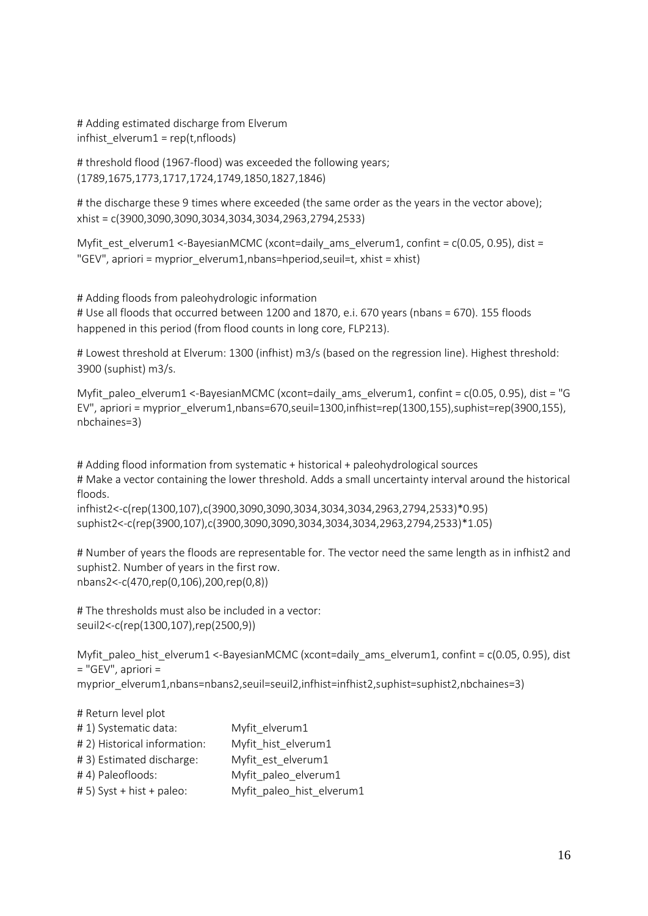```
# Adding estimated discharge from Elverum
infhist_elverum1 = rep(t,nfloods)

# threshold flood (1967-flood) was exceeded the following years;
(1789,1675,1773,1717,1724,1749,1850,1827,1846)

# the discharge these 9 times where exceeded (the same order as the years in the vector above);
xhist = c(3900,3090,3090,3034,3034,3034,2963,2794,2533)

Myfit_est_elverum1 <-BayesianMCMC (xcont=daily_ams_elverum1, confint = c(0.05, 0.95), dist = "GEV", apriori = myprior_elverum1,nbans=hperiod,seuil=t, xhist = xhist)


# Adding floods from paleohydrologic information
# Use all floods that occurred between 1200 and 1870, e.i. 670 years (nbans = 670). 155 floods happened in this period (from flood counts in long core, FLP213).

# Lowest threshold at Elverum: 1300 (infhist) m3/s (based on the regression line). Highest threshold: 3900 (suphist) m3/s.

Myfit_paleo_elverum1 <-BayesianMCMC (xcont=daily_ams_elverum1, confint = c(0.05, 0.95), dist = "GEV", apriori = myprior_elverum1,nbans=670,seuil=1300,infhist=rep(1300,155),suphist=rep(3900,155), nbchaines=3)


# Adding flood information from systematic + historical + paleohydrological sources
# Make a vector containing the lower threshold. Adds a small uncertainty interval around the historical floods.
infhist2<-c(rep(1300,107),c(3900,3090,3090,3034,3034,3034,2963,2794,2533)*0.95)
suphist2<-c(rep(3900,107),c(3900,3090,3090,3034,3034,3034,2963,2794,2533)*1.05)

# Number of years the floods are representable for. The vector need the same length as in infhist2 and suphist2. Number of years in the first row.
nbans2<-c(470,rep(0,106),200,rep(0,8))

# The thresholds must also be included in a vector:
seuil2<-c(rep(1300,107),rep(2500,9))

Myfit_paleo_hist_elverum1 <-BayesianMCMC (xcont=daily_ams_elverum1, confint = c(0.05, 0.95), dist = "GEV", apriori = myprior_elverum1,nbans=nbans2,seuil=seuil2,infhist=infhist2,suphist=suphist2,nbchaines=3)

# Return level plot
# 1) Systematic data:          Myfit_elverum1
# 2) Historical information:   Myfit_hist_elverum1
# 3) Estimated discharge:      Myfit_est_elverum1
# 4) Paleofloods:              Myfit_paleo_elverum1
# 5) Syst + hist + paleo:      Myfit_paleo_hist_elverum1
```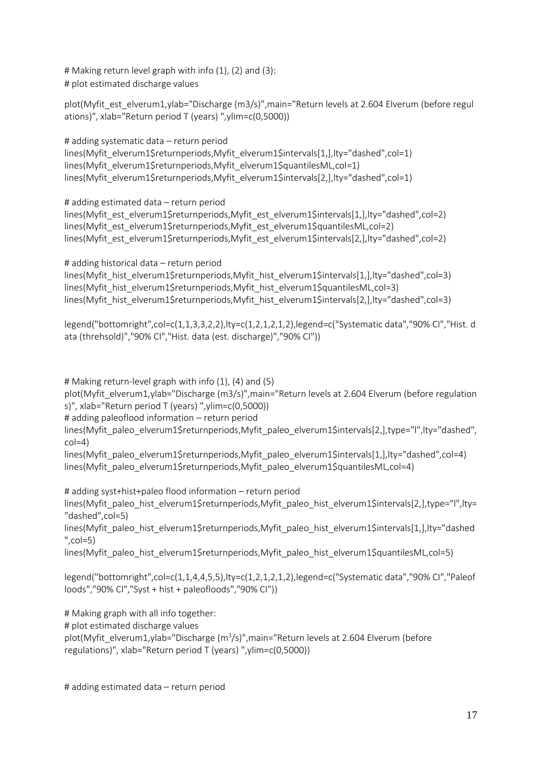```
# Making return level graph with info (1), (2) and (3):
# plot estimated discharge values

plot(Myfit_est_elverum1,ylab="Discharge (m3/s)",main="Return levels at 2.604 Elverum (before regulations)", xlab="Return period T (years) ",ylim=c(0,5000))

# adding systematic data – return period
lines(Myfit_elverum1$returnperiods,Myfit_elverum1$intervals[1,],lty="dashed",col=1)
lines(Myfit_elverum1$returnperiods,Myfit_elverum1$quantilesML,col=1)
lines(Myfit_elverum1$returnperiods,Myfit_elverum1$intervals[2,],lty="dashed",col=1)

# adding estimated data – return period
lines(Myfit_est_elverum1$returnperiods,Myfit_est_elverum1$intervals[1,],lty="dashed",col=2)
lines(Myfit_est_elverum1$returnperiods,Myfit_est_elverum1$quantilesML,col=2)
lines(Myfit_est_elverum1$returnperiods,Myfit_est_elverum1$intervals[2,],lty="dashed",col=2)

# adding historical data – return period
lines(Myfit_hist_elverum1$returnperiods,Myfit_hist_elverum1$intervals[1,],lty="dashed",col=3)
lines(Myfit_hist_elverum1$returnperiods,Myfit_hist_elverum1$quantilesML,col=3)
lines(Myfit_hist_elverum1$returnperiods,Myfit_hist_elverum1$intervals[2,],lty="dashed",col=3)

legend("bottomright",col=c(1,1,3,3,2,2),lty=c(1,2,1,2,1,2),legend=c("Systematic data","90% CI","Hist. data (threhsold)","90% CI","Hist. data (est. discharge)","90% CI"))



# Making return-level graph with info (1), (4) and (5)
plot(Myfit_elverum1,ylab="Discharge (m3/s)",main="Return levels at 2.604 Elverum (before regulations)", xlab="Return period T (years) ",ylim=c(0,5000))
# adding paleoflood information – return period
lines(Myfit_paleo_elverum1$returnperiods,Myfit_paleo_elverum1$intervals[2,],type="l",lty="dashed",col=4)
lines(Myfit_paleo_elverum1$returnperiods,Myfit_paleo_elverum1$intervals[1,],lty="dashed",col=4)
lines(Myfit_paleo_elverum1$returnperiods,Myfit_paleo_elverum1$quantilesML,col=4)

# adding syst+hist+paleo flood information – return period
lines(Myfit_paleo_hist_elverum1$returnperiods,Myfit_paleo_hist_elverum1$intervals[2,],type="l",lty="dashed",col=5)
lines(Myfit_paleo_hist_elverum1$returnperiods,Myfit_paleo_hist_elverum1$intervals[1,],lty="dashed",col=5)
lines(Myfit_paleo_hist_elverum1$returnperiods,Myfit_paleo_hist_elverum1$quantilesML,col=5)

legend("bottomright",col=c(1,1,4,4,5,5),lty=c(1,2,1,2,1,2),legend=c("Systematic data","90% CI","Paleofloods","90% CI","Syst + hist + paleofloods","90% CI"))

# Making graph with all info together:
# plot estimated discharge values
plot(Myfit_elverum1,ylab="Discharge (m³/s)",main="Return levels at 2.604 Elverum (before regulations)", xlab="Return period T (years) ",ylim=c(0,5000))


# adding estimated data – return period
```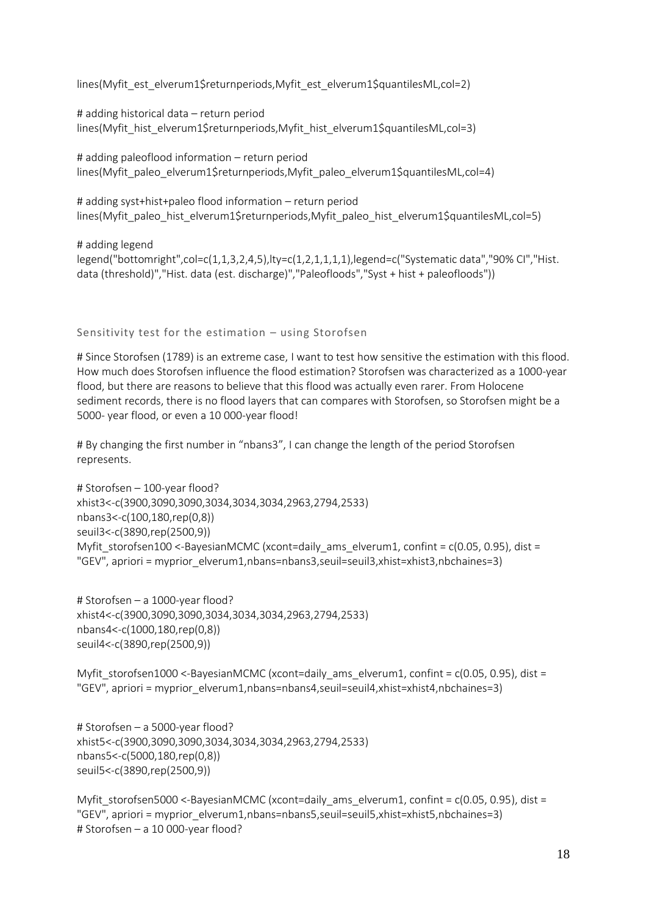```
lines(Myfit_est_elverum1$returnperiods,Myfit_est_elverum1$quantilesML,col=2)

# adding historical data – return period
lines(Myfit_hist_elverum1$returnperiods,Myfit_hist_elverum1$quantilesML,col=3)

# adding paleoflood information – return period
lines(Myfit_paleo_elverum1$returnperiods,Myfit_paleo_elverum1$quantilesML,col=4)

# adding syst+hist+paleo flood information – return period
lines(Myfit_paleo_hist_elverum1$returnperiods,Myfit_paleo_hist_elverum1$quantilesML,col=5)

# adding legend
legend("bottomright",col=c(1,1,3,2,4,5),lty=c(1,2,1,1,1,1),legend=c("Systematic data","90% CI","Hist. data (threshold)","Hist. data (est. discharge)","Paleofloods","Syst + hist + paleofloods"))
```

### Sensitivity test for the estimation – using Storofsen

# Since Storofsen (1789) is an extreme case, I want to test how sensitive the estimation with this flood. How much does Storofsen influence the flood estimation? Storofsen was characterized as a 1000-year flood, but there are reasons to believe that this flood was actually even rarer. From Holocene sediment records, there is no flood layers that can compares with Storofsen, so Storofsen might be a 5000- year flood, or even a 10 000-year flood!

# By changing the first number in "nbans3", I can change the length of the period Storofsen represents.

```
# Storofsen – 100-year flood?
xhist3<-c(3900,3090,3090,3034,3034,3034,2963,2794,2533)
nbans3<-c(100,180,rep(0,8))
seuil3<-c(3890,rep(2500,9))
Myfit_storofsen100 <-BayesianMCMC (xcont=daily_ams_elverum1, confint = c(0.05, 0.95), dist = "GEV", apriori = myprior_elverum1,nbans=nbans3,seuil=seuil3,xhist=xhist3,nbchaines=3)

# Storofsen – a 1000-year flood?
xhist4<-c(3900,3090,3090,3034,3034,3034,2963,2794,2533)
nbans4<-c(1000,180,rep(0,8))
seuil4<-c(3890,rep(2500,9))

Myfit_storofsen1000 <-BayesianMCMC (xcont=daily_ams_elverum1, confint = c(0.05, 0.95), dist = "GEV", apriori = myprior_elverum1,nbans=nbans4,seuil=seuil4,xhist=xhist4,nbchaines=3)

# Storofsen – a 5000-year flood?
xhist5<-c(3900,3090,3090,3034,3034,3034,2963,2794,2533)
nbans5<-c(5000,180,rep(0,8))
seuil5<-c(3890,rep(2500,9))

Myfit_storofsen5000 <-BayesianMCMC (xcont=daily_ams_elverum1, confint = c(0.05, 0.95), dist = "GEV", apriori = myprior_elverum1,nbans=nbans5,seuil=seuil5,xhist=xhist5,nbchaines=3)
# Storofsen – a 10 000-year flood?
```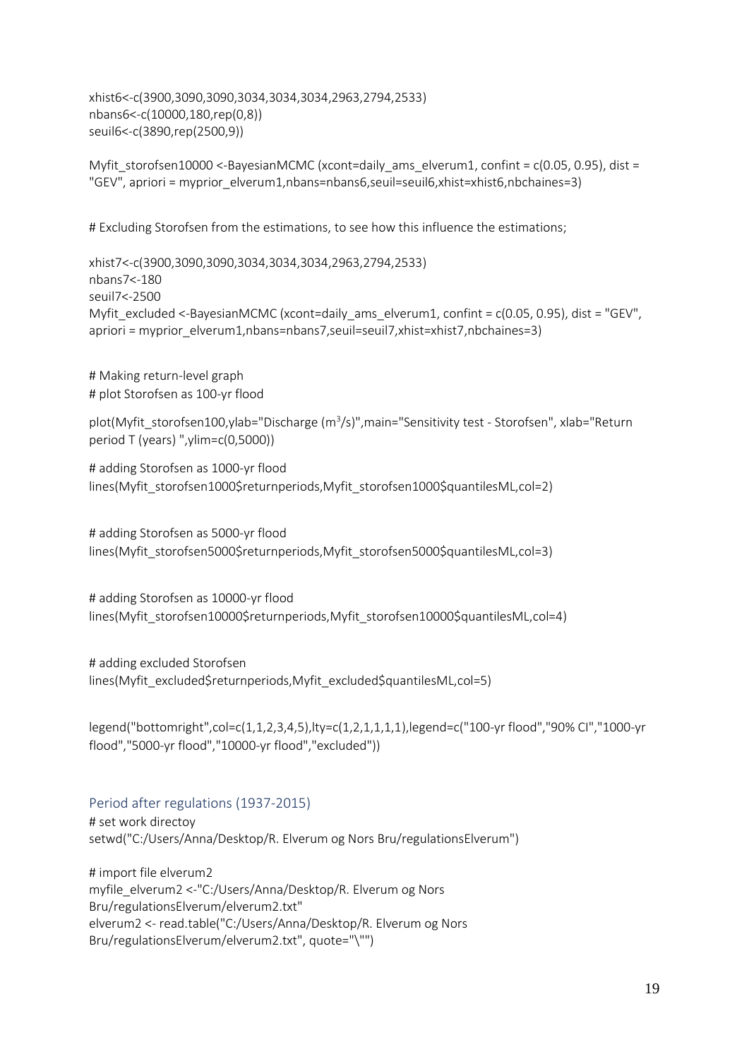```
xhist6<-c(3900,3090,3090,3034,3034,3034,2963,2794,2533)
nbans6<-c(10000,180,rep(0,8))
seuil6<-c(3890,rep(2500,9))

Myfit_storofsen10000 <-BayesianMCMC (xcont=daily_ams_elverum1, confint = c(0.05, 0.95), dist = "GEV", apriori = myprior_elverum1,nbans=nbans6,seuil=seuil6,xhist=xhist6,nbchaines=3)

# Excluding Storofsen from the estimations, to see how this influence the estimations;

xhist7<-c(3900,3090,3090,3034,3034,3034,2963,2794,2533)
nbans7<-180
seuil7<-2500
Myfit_excluded <-BayesianMCMC (xcont=daily_ams_elverum1, confint = c(0.05, 0.95), dist = "GEV", apriori = myprior_elverum1,nbans=nbans7,seuil=seuil7,xhist=xhist7,nbchaines=3)

# Making return-level graph
# plot Storofsen as 100-yr flood

plot(Myfit_storofsen100,ylab="Discharge (m³/s)",main="Sensitivity test - Storofsen", xlab="Return period T (years) ",ylim=c(0,5000))

# adding Storofsen as 1000-yr flood
lines(Myfit_storofsen1000$returnperiods,Myfit_storofsen1000$quantilesML,col=2)

# adding Storofsen as 5000-yr flood
lines(Myfit_storofsen5000$returnperiods,Myfit_storofsen5000$quantilesML,col=3)

# adding Storofsen as 10000-yr flood
lines(Myfit_storofsen10000$returnperiods,Myfit_storofsen10000$quantilesML,col=4)

# adding excluded Storofsen
lines(Myfit_excluded$returnperiods,Myfit_excluded$quantilesML,col=5)

legend("bottomright",col=c(1,1,2,3,4,5),lty=c(1,2,1,1,1,1),legend=c("100-yr flood","90% CI","1000-yr flood","5000-yr flood","10000-yr flood","excluded"))
```

## Period after regulations (1937-2015)

```
# set work directoy
setwd("C:/Users/Anna/Desktop/R. Elverum og Nors Bru/regulationsElverum")

# import file elverum2
myfile_elverum2 <-"C:/Users/Anna/Desktop/R. Elverum og Nors Bru/regulationsElverum/elverum2.txt"
elverum2 <- read.table("C:/Users/Anna/Desktop/R. Elverum og Nors Bru/regulationsElverum/elverum2.txt", quote="\"")
```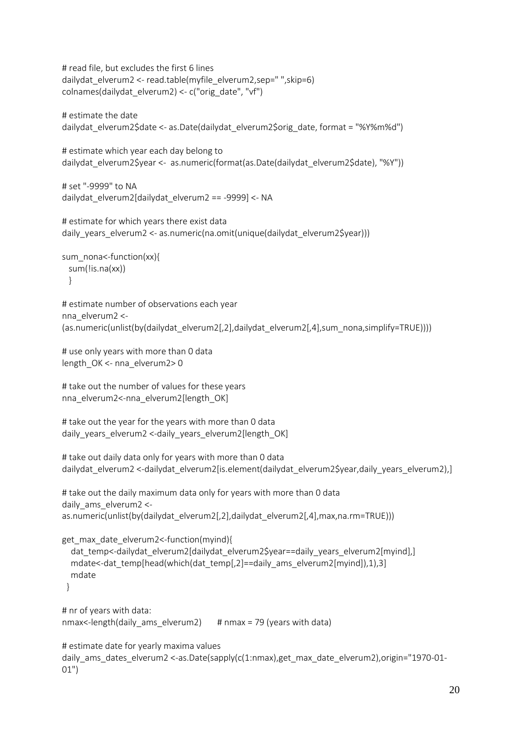```
# read file, but excludes the first 6 lines
dailydat_elverum2 <- read.table(myfile_elverum2,sep=" ",skip=6)
colnames(dailydat_elverum2) <- c("orig_date", "vf")

# estimate the date
dailydat_elverum2$date <- as.Date(dailydat_elverum2$orig_date, format = "%Y%m%d")

# estimate which year each day belong to
dailydat_elverum2$year <-  as.numeric(format(as.Date(dailydat_elverum2$date), "%Y"))

# set "-9999" to NA
dailydat_elverum2[dailydat_elverum2 == -9999] <- NA

# estimate for which years there exist data
daily_years_elverum2 <- as.numeric(na.omit(unique(dailydat_elverum2$year)))

sum_nona<-function(xx){
  sum(!is.na(xx))
  }

# estimate number of observations each year
nna_elverum2 <-
(as.numeric(unlist(by(dailydat_elverum2[,2],dailydat_elverum2[,4],sum_nona,simplify=TRUE))))

# use only years with more than 0 data
length_OK <- nna_elverum2> 0

# take out the number of values for these years
nna_elverum2<-nna_elverum2[length_OK]

# take out the year for the years with more than 0 data
daily_years_elverum2 <-daily_years_elverum2[length_OK]

# take out daily data only for years with more than 0 data
dailydat_elverum2 <-dailydat_elverum2[is.element(dailydat_elverum2$year,daily_years_elverum2),]

# take out the daily maximum data only for years with more than 0 data
daily_ams_elverum2 <-
as.numeric(unlist(by(dailydat_elverum2[,2],dailydat_elverum2[,4],max,na.rm=TRUE)))

get_max_date_elverum2<-function(myind){
   dat_temp<-dailydat_elverum2[dailydat_elverum2$year==daily_years_elverum2[myind],]
   mdate<-dat_temp[head(which(dat_temp[,2]==daily_ams_elverum2[myind]),1),3]
   mdate
  }

# nr of years with data:
nmax<-length(daily_ams_elverum2)      # nmax = 79 (years with data)

# estimate date for yearly maxima values
daily_ams_dates_elverum2 <-as.Date(sapply(c(1:nmax),get_max_date_elverum2),origin="1970-01-
01")
```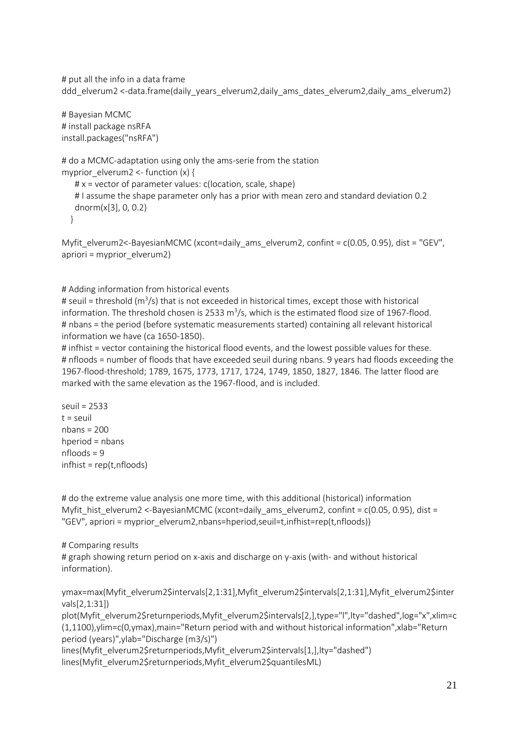```
# put all the info in a data frame
ddd_elverum2 <-data.frame(daily_years_elverum2,daily_ams_dates_elverum2,daily_ams_elverum2)

# Bayesian MCMC
# install package nsRFA
install.packages("nsRFA")

# do a MCMC-adaptation using only the ams-serie from the station
myprior_elverum2 <- function (x) {
   # x = vector of parameter values: c(location, scale, shape)
   # I assume the shape parameter only has a prior with mean zero and standard deviation 0.2
   dnorm(x[3], 0, 0.2)
  }

Myfit_elverum2<-BayesianMCMC (xcont=daily_ams_elverum2, confint = c(0.05, 0.95), dist = "GEV", apriori = myprior_elverum2)


# Adding information from historical events
# seuil = threshold (m³/s) that is not exceeded in historical times, except those with historical information. The threshold chosen is 2533 m³/s, which is the estimated flood size of 1967-flood.
# nbans = the period (before systematic measurements started) containing all relevant historical information we have (ca 1650-1850).
# infhist = vector containing the historical flood events, and the lowest possible values for these.
# nfloods = number of floods that have exceeded seuil during nbans. 9 years had floods exceeding the 1967-flood-threshold; 1789, 1675, 1773, 1717, 1724, 1749, 1850, 1827, 1846. The latter flood are marked with the same elevation as the 1967-flood, and is included.

seuil = 2533
t = seuil
nbans = 200
hperiod = nbans
nfloods = 9
infhist = rep(t,nfloods)


# do the extreme value analysis one more time, with this additional (historical) information
Myfit_hist_elverum2 <-BayesianMCMC (xcont=daily_ams_elverum2, confint = c(0.05, 0.95), dist = "GEV", apriori = myprior_elverum2,nbans=hperiod,seuil=t,infhist=rep(t,nfloods))

# Comparing results
# graph showing return period on x-axis and discharge on y-axis (with- and without historical information).

ymax=max(Myfit_elverum2$intervals[2,1:31],Myfit_elverum2$intervals[2,1:31],Myfit_elverum2$intervals[2,1:31])
plot(Myfit_elverum2$returnperiods,Myfit_elverum2$intervals[2,],type="l",lty="dashed",log="x",xlim=c(1,1100),ylim=c(0,ymax),main="Return period with and without historical information",xlab="Return period (years)",ylab="Discharge (m3/s)")
lines(Myfit_elverum2$returnperiods,Myfit_elverum2$intervals[1,],lty="dashed")
lines(Myfit_elverum2$returnperiods,Myfit_elverum2$quantilesML)
```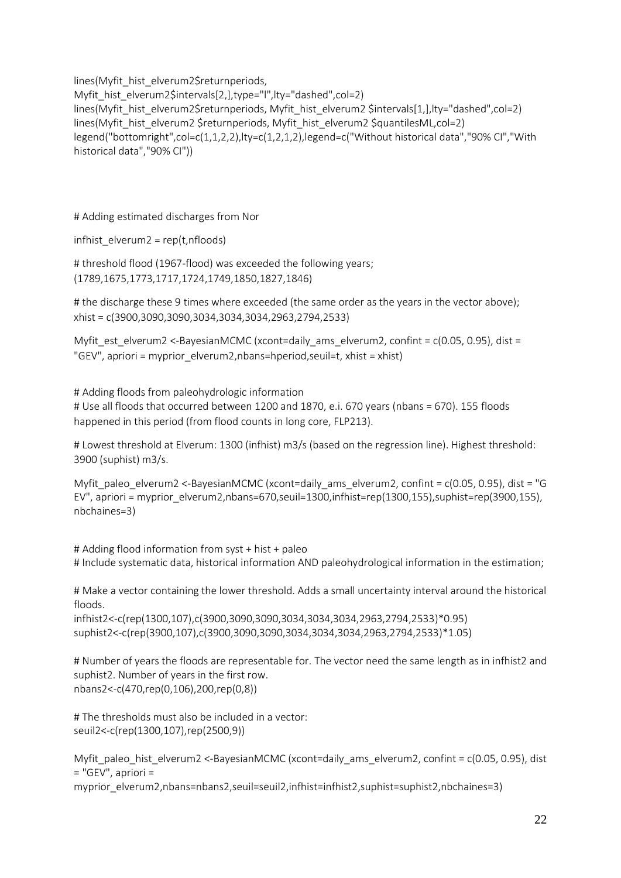```
lines(Myfit_hist_elverum2$returnperiods,
Myfit_hist_elverum2$intervals[2,],type="l",lty="dashed",col=2)
lines(Myfit_hist_elverum2$returnperiods, Myfit_hist_elverum2 $intervals[1,],lty="dashed",col=2)
lines(Myfit_hist_elverum2 $returnperiods, Myfit_hist_elverum2 $quantilesML,col=2)
legend("bottomright",col=c(1,1,2,2),lty=c(1,2,1,2),legend=c("Without historical data","90% CI","With historical data","90% CI"))
```

```
# Adding estimated discharges from Nor

infhist_elverum2 = rep(t,nfloods)

# threshold flood (1967-flood) was exceeded the following years;
(1789,1675,1773,1717,1724,1749,1850,1827,1846)

# the discharge these 9 times where exceeded (the same order as the years in the vector above);
xhist = c(3900,3090,3090,3034,3034,3034,2963,2794,2533)

Myfit_est_elverum2 <-BayesianMCMC (xcont=daily_ams_elverum2, confint = c(0.05, 0.95), dist = "GEV", apriori = myprior_elverum2,nbans=hperiod,seuil=t, xhist = xhist)
```

```
# Adding floods from paleohydrologic information
# Use all floods that occurred between 1200 and 1870, e.i. 670 years (nbans = 670). 155 floods happened in this period (from flood counts in long core, FLP213).

# Lowest threshold at Elverum: 1300 (infhist) m3/s (based on the regression line). Highest threshold: 3900 (suphist) m3/s.

Myfit_paleo_elverum2 <-BayesianMCMC (xcont=daily_ams_elverum2, confint = c(0.05, 0.95), dist = "GEV", apriori = myprior_elverum2,nbans=670,seuil=1300,infhist=rep(1300,155),suphist=rep(3900,155), nbchaines=3)
```

```
# Adding flood information from syst + hist + paleo
# Include systematic data, historical information AND paleohydrological information in the estimation;

# Make a vector containing the lower threshold. Adds a small uncertainty interval around the historical floods.
infhist2<-c(rep(1300,107),c(3900,3090,3090,3034,3034,3034,2963,2794,2533)*0.95)
suphist2<-c(rep(3900,107),c(3900,3090,3090,3034,3034,3034,2963,2794,2533)*1.05)

# Number of years the floods are representable for. The vector need the same length as in infhist2 and suphist2. Number of years in the first row.
nbans2<-c(470,rep(0,106),200,rep(0,8))

# The thresholds must also be included in a vector:
seuil2<-c(rep(1300,107),rep(2500,9))

Myfit_paleo_hist_elverum2 <-BayesianMCMC (xcont=daily_ams_elverum2, confint = c(0.05, 0.95), dist = "GEV", apriori = myprior_elverum2,nbans=nbans2,seuil=seuil2,infhist=infhist2,suphist=suphist2,nbchaines=3)
```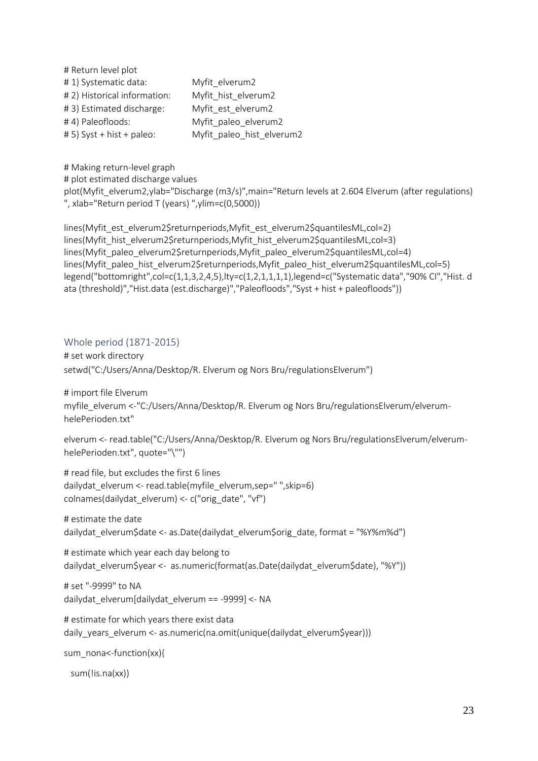```
# Return level plot
# 1) Systematic data:          Myfit_elverum2
# 2) Historical information:   Myfit_hist_elverum2
# 3) Estimated discharge:      Myfit_est_elverum2
# 4) Paleofloods:              Myfit_paleo_elverum2
# 5) Syst + hist + paleo:      Myfit_paleo_hist_elverum2
```

```
# Making return-level graph
# plot estimated discharge values
plot(Myfit_elverum2,ylab="Discharge (m3/s)",main="Return levels at 2.604 Elverum (after regulations)
", xlab="Return period T (years) ",ylim=c(0,5000))

lines(Myfit_est_elverum2$returnperiods,Myfit_est_elverum2$quantilesML,col=2)
lines(Myfit_hist_elverum2$returnperiods,Myfit_hist_elverum2$quantilesML,col=3)
lines(Myfit_paleo_elverum2$returnperiods,Myfit_paleo_elverum2$quantilesML,col=4)
lines(Myfit_paleo_hist_elverum2$returnperiods,Myfit_paleo_hist_elverum2$quantilesML,col=5)
legend("bottomright",col=c(1,1,3,2,4,5),lty=c(1,2,1,1,1,1),legend=c("Systematic data","90% CI","Hist. data (threshold)","Hist.data (est.discharge)","Paleofloods","Syst + hist + paleofloods"))
```

## Whole period (1871-2015)

```
# set work directory
setwd("C:/Users/Anna/Desktop/R. Elverum og Nors Bru/regulationsElverum")

# import file Elverum
myfile_elverum <-"C:/Users/Anna/Desktop/R. Elverum og Nors Bru/regulationsElverum/elverum-helePerioden.txt"

elverum <- read.table("C:/Users/Anna/Desktop/R. Elverum og Nors Bru/regulationsElverum/elverum-helePerioden.txt", quote="\"")

# read file, but excludes the first 6 lines
dailydat_elverum <- read.table(myfile_elverum,sep=" ",skip=6)
colnames(dailydat_elverum) <- c("orig_date", "vf")

# estimate the date
dailydat_elverum$date <- as.Date(dailydat_elverum$orig_date, format = "%Y%m%d")

# estimate which year each day belong to
dailydat_elverum$year <-  as.numeric(format(as.Date(dailydat_elverum$date), "%Y"))

# set "-9999" to NA
dailydat_elverum[dailydat_elverum == -9999] <- NA

# estimate for which years there exist data
daily_years_elverum <- as.numeric(na.omit(unique(dailydat_elverum$year)))

sum_nona<-function(xx){

  sum(!is.na(xx))
```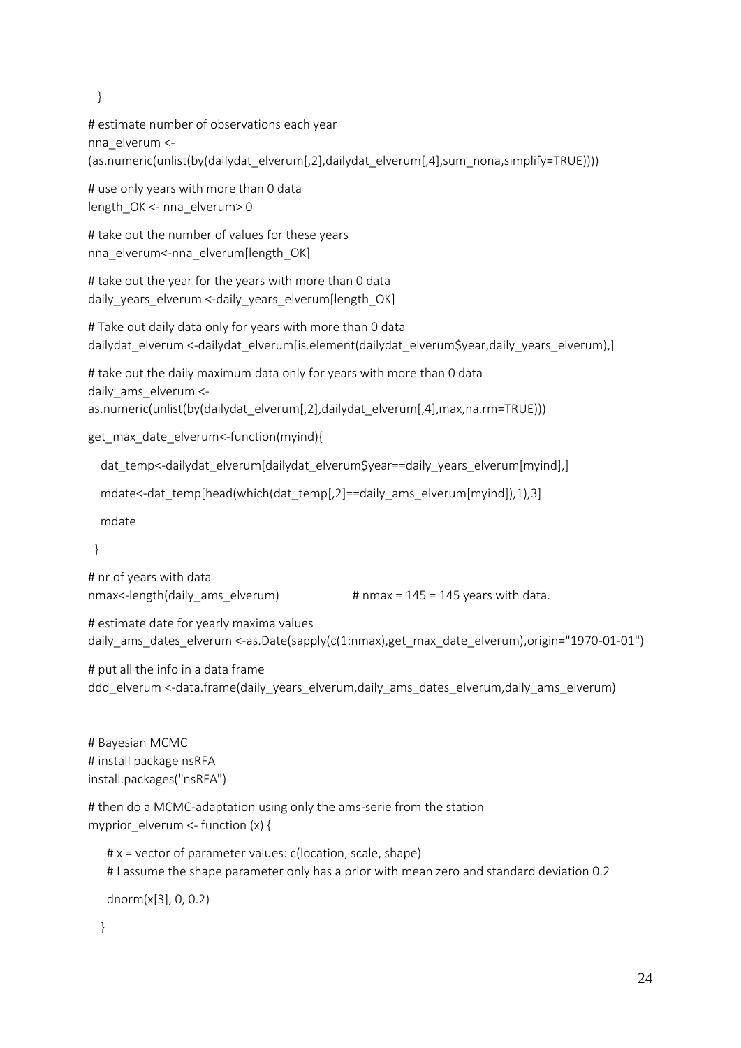```
  }

# estimate number of observations each year
nna_elverum <-
(as.numeric(unlist(by(dailydat_elverum[,2],dailydat_elverum[,4],sum_nona,simplify=TRUE))))

# use only years with more than 0 data
length_OK <- nna_elverum> 0

# take out the number of values for these years
nna_elverum<-nna_elverum[length_OK]

# take out the year for the years with more than 0 data
daily_years_elverum <-daily_years_elverum[length_OK]

# Take out daily data only for years with more than 0 data
dailydat_elverum <-dailydat_elverum[is.element(dailydat_elverum$year,daily_years_elverum),]

# take out the daily maximum data only for years with more than 0 data
daily_ams_elverum <-
as.numeric(unlist(by(dailydat_elverum[,2],dailydat_elverum[,4],max,na.rm=TRUE)))

get_max_date_elverum<-function(myind){

   dat_temp<-dailydat_elverum[dailydat_elverum$year==daily_years_elverum[myind],]

   mdate<-dat_temp[head(which(dat_temp[,2]==daily_ams_elverum[myind]),1),3]

   mdate

  }

# nr of years with data
nmax<-length(daily_ams_elverum)                # nmax = 145 = 145 years with data.

# estimate date for yearly maxima values
daily_ams_dates_elverum <-as.Date(sapply(c(1:nmax),get_max_date_elverum),origin="1970-01-01")

# put all the info in a data frame
ddd_elverum <-data.frame(daily_years_elverum,daily_ams_dates_elverum,daily_ams_elverum)


# Bayesian MCMC
# install package nsRFA
install.packages("nsRFA")

# then do a MCMC-adaptation using only the ams-serie from the station
myprior_elverum <- function (x) {

    # x = vector of parameter values: c(location, scale, shape)
    # I assume the shape parameter only has a prior with mean zero and standard deviation 0.2

    dnorm(x[3], 0, 0.2)

   }
```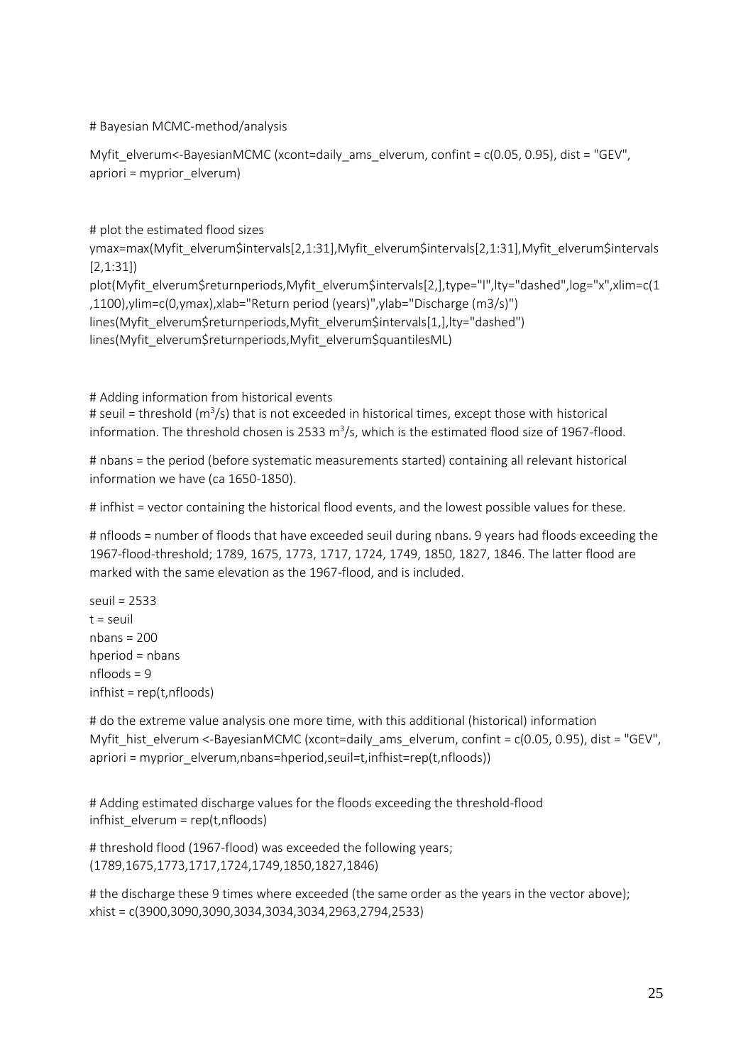```
# Bayesian MCMC-method/analysis

Myfit_elverum<-BayesianMCMC (xcont=daily_ams_elverum, confint = c(0.05, 0.95), dist = "GEV", apriori = myprior_elverum)


# plot the estimated flood sizes
ymax=max(Myfit_elverum$intervals[2,1:31],Myfit_elverum$intervals[2,1:31],Myfit_elverum$intervals[2,1:31])
plot(Myfit_elverum$returnperiods,Myfit_elverum$intervals[2,],type="l",lty="dashed",log="x",xlim=c(1,1100),ylim=c(0,ymax),xlab="Return period (years)",ylab="Discharge (m3/s)")
lines(Myfit_elverum$returnperiods,Myfit_elverum$intervals[1,],lty="dashed")
lines(Myfit_elverum$returnperiods,Myfit_elverum$quantilesML)


# Adding information from historical events
# seuil = threshold (m³/s) that is not exceeded in historical times, except those with historical information. The threshold chosen is 2533 m³/s, which is the estimated flood size of 1967-flood.

# nbans = the period (before systematic measurements started) containing all relevant historical information we have (ca 1650-1850).

# infhist = vector containing the historical flood events, and the lowest possible values for these.

# nfloods = number of floods that have exceeded seuil during nbans. 9 years had floods exceeding the 1967-flood-threshold; 1789, 1675, 1773, 1717, 1724, 1749, 1850, 1827, 1846. The latter flood are marked with the same elevation as the 1967-flood, and is included.

seuil = 2533
t = seuil
nbans = 200
hperiod = nbans
nfloods = 9
infhist = rep(t,nfloods)

# do the extreme value analysis one more time, with this additional (historical) information
Myfit_hist_elverum <-BayesianMCMC (xcont=daily_ams_elverum, confint = c(0.05, 0.95), dist = "GEV", apriori = myprior_elverum,nbans=hperiod,seuil=t,infhist=rep(t,nfloods))


# Adding estimated discharge values for the floods exceeding the threshold-flood
infhist_elverum = rep(t,nfloods)

# threshold flood (1967-flood) was exceeded the following years; (1789,1675,1773,1717,1724,1749,1850,1827,1846)

# the discharge these 9 times where exceeded (the same order as the years in the vector above);
xhist = c(3900,3090,3090,3034,3034,3034,2963,2794,2533)
```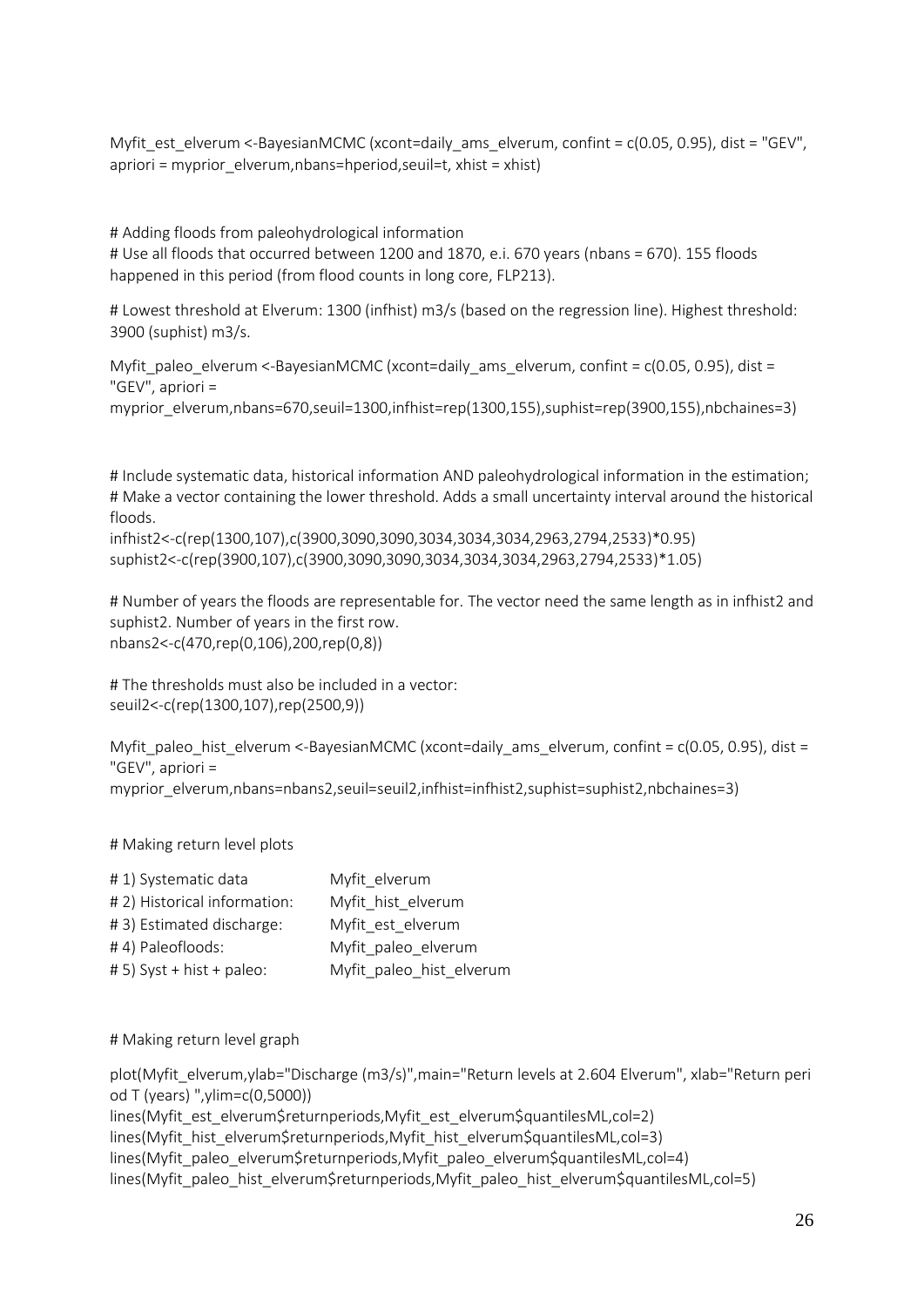```
Myfit_est_elverum <-BayesianMCMC (xcont=daily_ams_elverum, confint = c(0.05, 0.95), dist = "GEV", apriori = myprior_elverum,nbans=hperiod,seuil=t, xhist = xhist)
```

```
# Adding floods from paleohydrological information
# Use all floods that occurred between 1200 and 1870, e.i. 670 years (nbans = 670). 155 floods happened in this period (from flood counts in long core, FLP213).

# Lowest threshold at Elverum: 1300 (infhist) m3/s (based on the regression line). Highest threshold: 3900 (suphist) m3/s.

Myfit_paleo_elverum <-BayesianMCMC (xcont=daily_ams_elverum, confint = c(0.05, 0.95), dist = "GEV", apriori = myprior_elverum,nbans=670,seuil=1300,infhist=rep(1300,155),suphist=rep(3900,155),nbchaines=3)
```

```
# Include systematic data, historical information AND paleohydrological information in the estimation;
# Make a vector containing the lower threshold. Adds a small uncertainty interval around the historical floods.
infhist2<-c(rep(1300,107),c(3900,3090,3090,3034,3034,3034,2963,2794,2533)*0.95)
suphist2<-c(rep(3900,107),c(3900,3090,3090,3034,3034,3034,2963,2794,2533)*1.05)

# Number of years the floods are representable for. The vector need the same length as in infhist2 and suphist2. Number of years in the first row.
nbans2<-c(470,rep(0,106),200,rep(0,8))

# The thresholds must also be included in a vector:
seuil2<-c(rep(1300,107),rep(2500,9))

Myfit_paleo_hist_elverum <-BayesianMCMC (xcont=daily_ams_elverum, confint = c(0.05, 0.95), dist = "GEV", apriori = myprior_elverum,nbans=nbans2,seuil=seuil2,infhist=infhist2,suphist=suphist2,nbchaines=3)
```

```
# Making return level plots

# 1) Systematic data            Myfit_elverum
# 2) Historical information:    Myfit_hist_elverum
# 3) Estimated discharge:       Myfit_est_elverum
# 4) Paleofloods:               Myfit_paleo_elverum
# 5) Syst + hist + paleo:       Myfit_paleo_hist_elverum
```

```
# Making return level graph

plot(Myfit_elverum,ylab="Discharge (m3/s)",main="Return levels at 2.604 Elverum", xlab="Return period T (years) ",ylim=c(0,5000))
lines(Myfit_est_elverum$returnperiods,Myfit_est_elverum$quantilesML,col=2)
lines(Myfit_hist_elverum$returnperiods,Myfit_hist_elverum$quantilesML,col=3)
lines(Myfit_paleo_elverum$returnperiods,Myfit_paleo_elverum$quantilesML,col=4)
lines(Myfit_paleo_hist_elverum$returnperiods,Myfit_paleo_hist_elverum$quantilesML,col=5)
```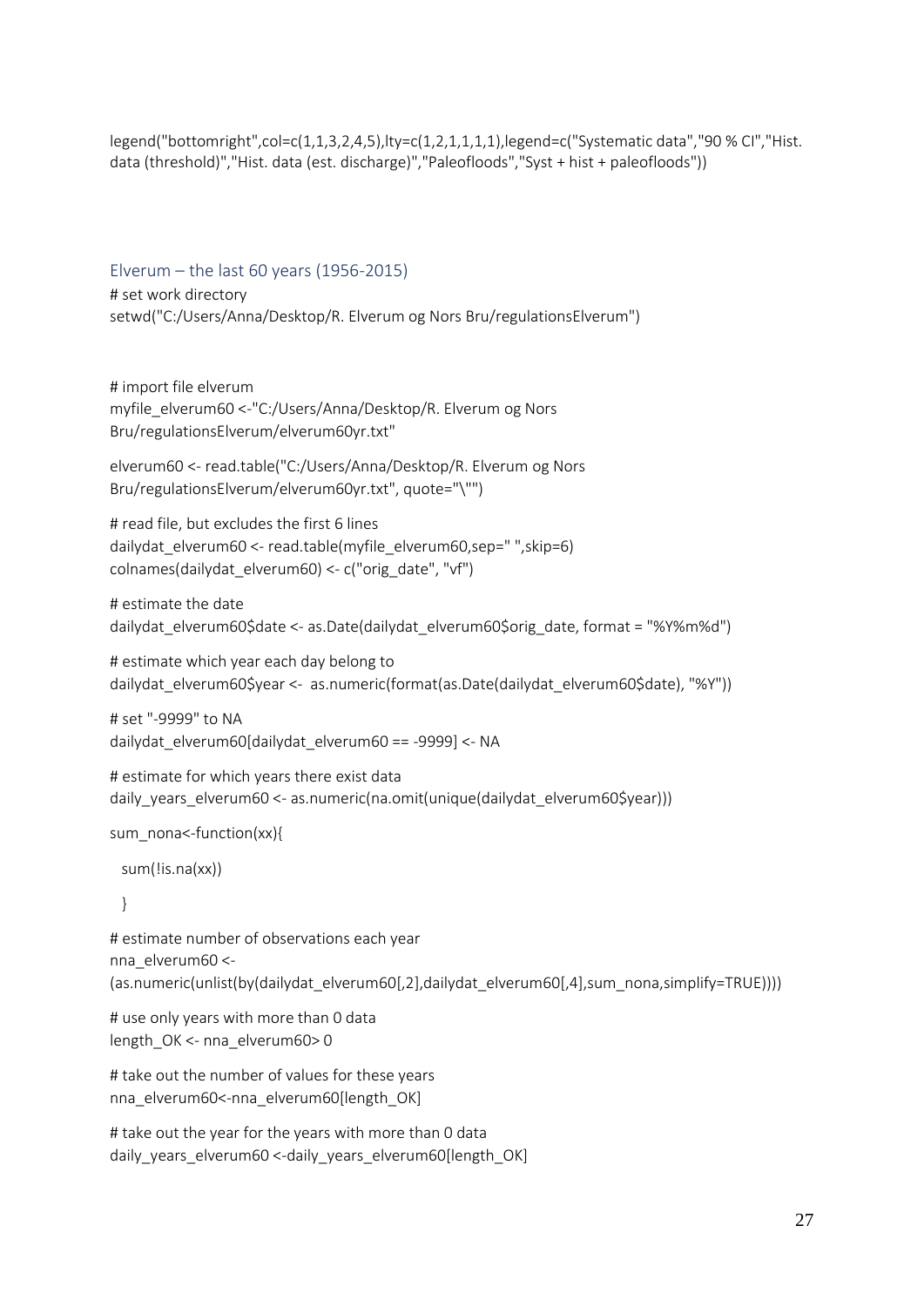```
legend("bottomright",col=c(1,1,3,2,4,5),lty=c(1,2,1,1,1,1),legend=c("Systematic data","90 % CI","Hist. data (threshold)","Hist. data (est. discharge)","Paleofloods","Syst + hist + paleofloods"))
```

## Elverum – the last 60 years (1956-2015)

```
# set work directory
setwd("C:/Users/Anna/Desktop/R. Elverum og Nors Bru/regulationsElverum")


# import file elverum
myfile_elverum60 <-"C:/Users/Anna/Desktop/R. Elverum og Nors Bru/regulationsElverum/elverum60yr.txt"

elverum60 <- read.table("C:/Users/Anna/Desktop/R. Elverum og Nors Bru/regulationsElverum/elverum60yr.txt", quote="\"")

# read file, but excludes the first 6 lines
dailydat_elverum60 <- read.table(myfile_elverum60,sep=" ",skip=6)
colnames(dailydat_elverum60) <- c("orig_date", "vf")

# estimate the date
dailydat_elverum60$date <- as.Date(dailydat_elverum60$orig_date, format = "%Y%m%d")

# estimate which year each day belong to
dailydat_elverum60$year <-  as.numeric(format(as.Date(dailydat_elverum60$date), "%Y"))

# set "-9999" to NA
dailydat_elverum60[dailydat_elverum60 == -9999] <- NA

# estimate for which years there exist data
daily_years_elverum60 <- as.numeric(na.omit(unique(dailydat_elverum60$year)))

sum_nona<-function(xx){

  sum(!is.na(xx))

  }

# estimate number of observations each year
nna_elverum60 <-
(as.numeric(unlist(by(dailydat_elverum60[,2],dailydat_elverum60[,4],sum_nona,simplify=TRUE))))

# use only years with more than 0 data
length_OK <- nna_elverum60> 0

# take out the number of values for these years
nna_elverum60<-nna_elverum60[length_OK]

# take out the year for the years with more than 0 data
daily_years_elverum60 <-daily_years_elverum60[length_OK]
```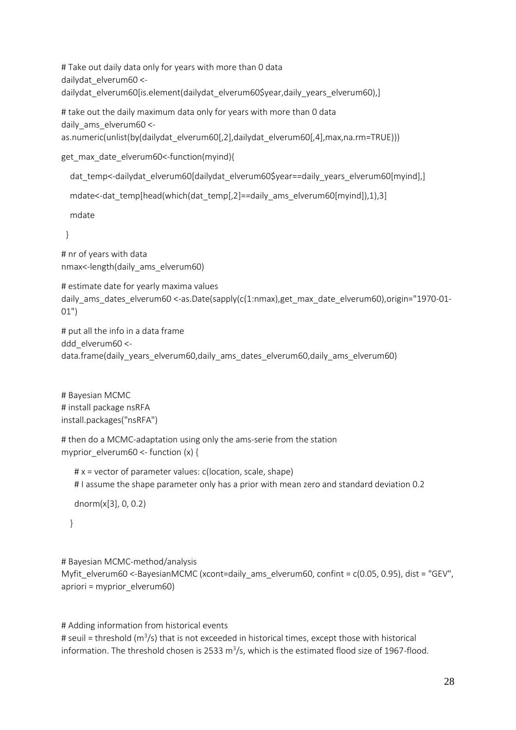```
# Take out daily data only for years with more than 0 data
dailydat_elverum60 <-
dailydat_elverum60[is.element(dailydat_elverum60$year,daily_years_elverum60),]

# take out the daily maximum data only for years with more than 0 data
daily_ams_elverum60 <-
as.numeric(unlist(by(dailydat_elverum60[,2],dailydat_elverum60[,4],max,na.rm=TRUE)))

get_max_date_elverum60<-function(myind){

   dat_temp<-dailydat_elverum60[dailydat_elverum60$year==daily_years_elverum60[myind],]

   mdate<-dat_temp[head(which(dat_temp[,2]==daily_ams_elverum60[myind]),1),3]

   mdate

  }

# nr of years with data
nmax<-length(daily_ams_elverum60)

# estimate date for yearly maxima values
daily_ams_dates_elverum60 <-as.Date(sapply(c(1:nmax),get_max_date_elverum60),origin="1970-01-01")

# put all the info in a data frame
ddd_elverum60 <-
data.frame(daily_years_elverum60,daily_ams_dates_elverum60,daily_ams_elverum60)


# Bayesian MCMC
# install package nsRFA
install.packages("nsRFA")

# then do a MCMC-adaptation using only the ams-serie from the station
myprior_elverum60 <- function (x) {

    # x = vector of parameter values: c(location, scale, shape)
    # I assume the shape parameter only has a prior with mean zero and standard deviation 0.2

    dnorm(x[3], 0, 0.2)

   }


# Bayesian MCMC-method/analysis
Myfit_elverum60 <-BayesianMCMC (xcont=daily_ams_elverum60, confint = c(0.05, 0.95), dist = "GEV",
apriori = myprior_elverum60)


# Adding information from historical events
# seuil = threshold (m³/s) that is not exceeded in historical times, except those with historical
information. The threshold chosen is 2533 m³/s, which is the estimated flood size of 1967-flood.
```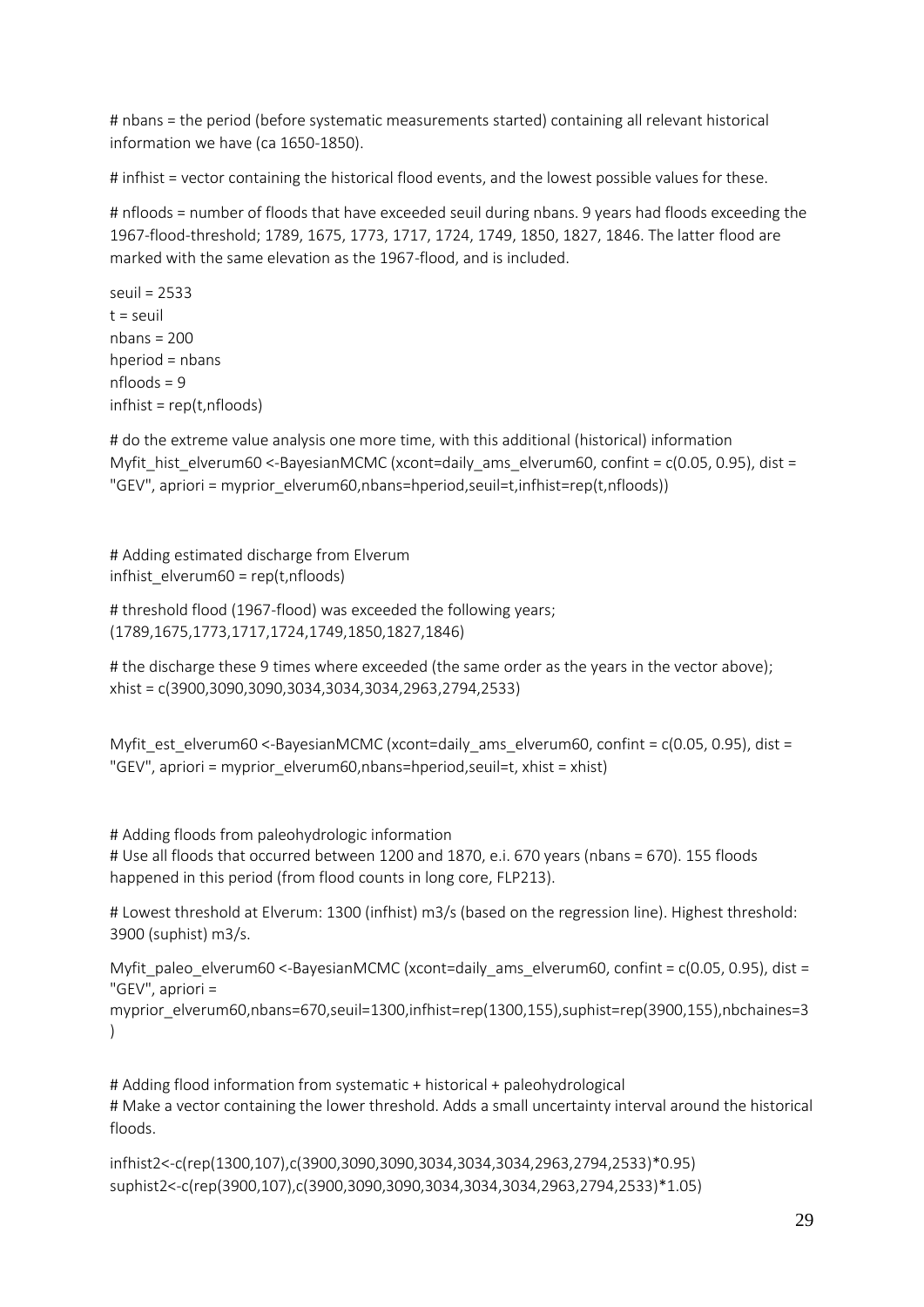# nbans = the period (before systematic measurements started) containing all relevant historical information we have (ca 1650-1850).

# infhist = vector containing the historical flood events, and the lowest possible values for these.

# nfloods = number of floods that have exceeded seuil during nbans. 9 years had floods exceeding the 1967-flood-threshold; 1789, 1675, 1773, 1717, 1724, 1749, 1850, 1827, 1846. The latter flood are marked with the same elevation as the 1967-flood, and is included.

```
seuil = 2533
t = seuil
nbans = 200
hperiod = nbans
nfloods = 9
infhist = rep(t,nfloods)
```

```
# do the extreme value analysis one more time, with this additional (historical) information
Myfit_hist_elverum60 <-BayesianMCMC (xcont=daily_ams_elverum60, confint = c(0.05, 0.95), dist = "GEV", apriori = myprior_elverum60,nbans=hperiod,seuil=t,infhist=rep(t,nfloods))
```

```
# Adding estimated discharge from Elverum
infhist_elverum60 = rep(t,nfloods)
```

```
# threshold flood (1967-flood) was exceeded the following years;
(1789,1675,1773,1717,1724,1749,1850,1827,1846)
```

```
# the discharge these 9 times where exceeded (the same order as the years in the vector above);
xhist = c(3900,3090,3090,3034,3034,3034,2963,2794,2533)
```

```
Myfit_est_elverum60 <-BayesianMCMC (xcont=daily_ams_elverum60, confint = c(0.05, 0.95), dist = "GEV", apriori = myprior_elverum60,nbans=hperiod,seuil=t, xhist = xhist)
```

```
# Adding floods from paleohydrologic information
# Use all floods that occurred between 1200 and 1870, e.i. 670 years (nbans = 670). 155 floods happened in this period (from flood counts in long core, FLP213).
```

```
# Lowest threshold at Elverum: 1300 (infhist) m3/s (based on the regression line). Highest threshold: 3900 (suphist) m3/s.
```

```
Myfit_paleo_elverum60 <-BayesianMCMC (xcont=daily_ams_elverum60, confint = c(0.05, 0.95), dist = "GEV", apriori = myprior_elverum60,nbans=670,seuil=1300,infhist=rep(1300,155),suphist=rep(3900,155),nbchaines=3)
```

```
# Adding flood information from systematic + historical + paleohydrological
# Make a vector containing the lower threshold. Adds a small uncertainty interval around the historical floods.
```

```
infhist2<-c(rep(1300,107),c(3900,3090,3090,3034,3034,3034,2963,2794,2533)*0.95)
suphist2<-c(rep(3900,107),c(3900,3090,3090,3034,3034,3034,2963,2794,2533)*1.05)
```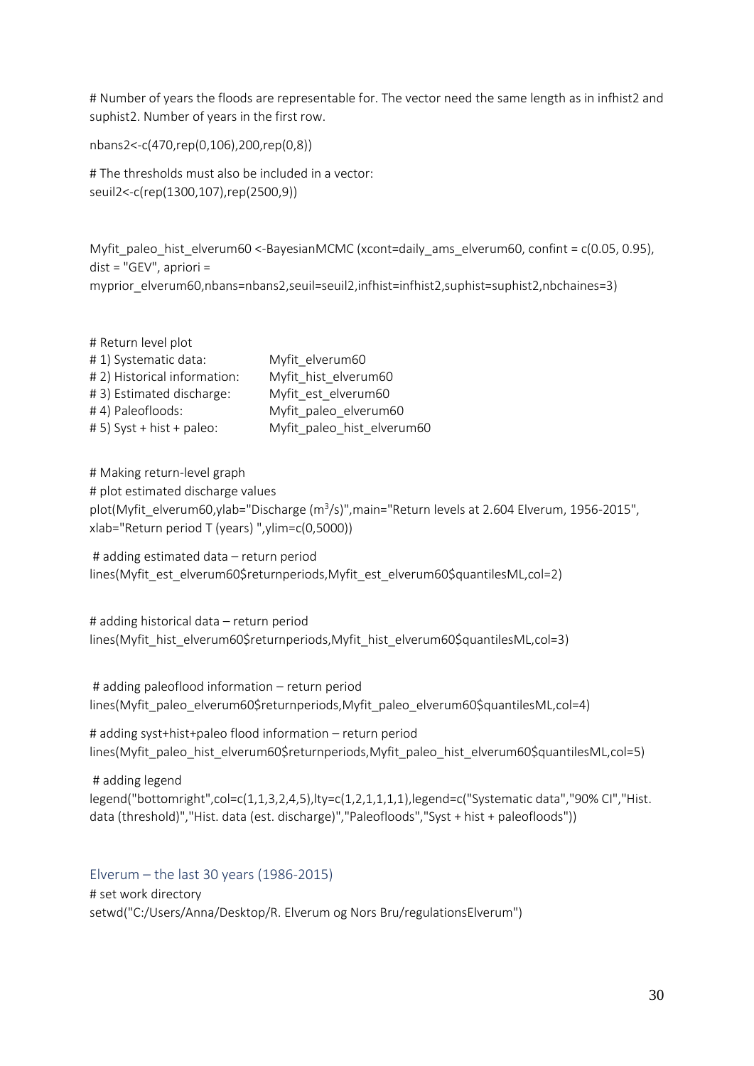# Number of years the floods are representable for. The vector need the same length as in infhist2 and suphist2. Number of years in the first row.

```
nbans2<-c(470,rep(0,106),200,rep(0,8))
```

# The thresholds must also be included in a vector:

```
seuil2<-c(rep(1300,107),rep(2500,9))
```

```
Myfit_paleo_hist_elverum60 <-BayesianMCMC (xcont=daily_ams_elverum60, confint = c(0.05, 0.95), dist = "GEV", apriori = myprior_elverum60,nbans=nbans2,seuil=seuil2,infhist=infhist2,suphist=suphist2,nbchaines=3)
```

```
# Return level plot
# 1) Systematic data:           Myfit_elverum60
# 2) Historical information:    Myfit_hist_elverum60
# 3) Estimated discharge:       Myfit_est_elverum60
# 4) Paleofloods:               Myfit_paleo_elverum60
# 5) Syst + hist + paleo:       Myfit_paleo_hist_elverum60
```

```
# Making return-level graph
# plot estimated discharge values
plot(Myfit_elverum60,ylab="Discharge (m3/s)",main="Return levels at 2.604 Elverum, 1956-2015", xlab="Return period T (years) ",ylim=c(0,5000))

# adding estimated data – return period
lines(Myfit_est_elverum60$returnperiods,Myfit_est_elverum60$quantilesML,col=2)

# adding historical data – return period
lines(Myfit_hist_elverum60$returnperiods,Myfit_hist_elverum60$quantilesML,col=3)

# adding paleoflood information – return period
lines(Myfit_paleo_elverum60$returnperiods,Myfit_paleo_elverum60$quantilesML,col=4)

# adding syst+hist+paleo flood information – return period
lines(Myfit_paleo_hist_elverum60$returnperiods,Myfit_paleo_hist_elverum60$quantilesML,col=5)

# adding legend
legend("bottomright",col=c(1,1,3,2,4,5),lty=c(1,2,1,1,1,1),legend=c("Systematic data","90% CI","Hist. data (threshold)","Hist. data (est. discharge)","Paleofloods","Syst + hist + paleofloods"))
```

## Elverum – the last 30 years (1986-2015)

```
# set work directory
setwd("C:/Users/Anna/Desktop/R. Elverum og Nors Bru/regulationsElverum")
```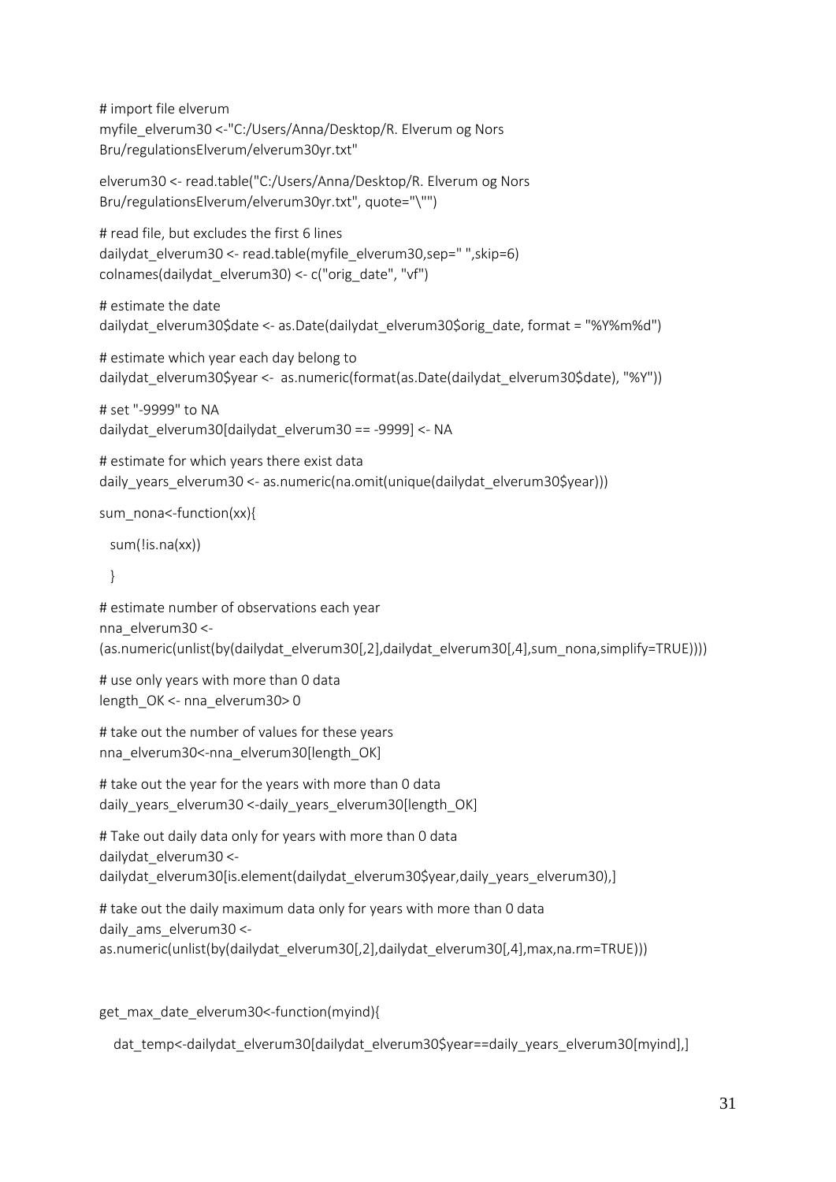```
# import file elverum
myfile_elverum30 <-"C:/Users/Anna/Desktop/R. Elverum og Nors
Bru/regulationsElverum/elverum30yr.txt"

elverum30 <- read.table("C:/Users/Anna/Desktop/R. Elverum og Nors
Bru/regulationsElverum/elverum30yr.txt", quote="\"")

# read file, but excludes the first 6 lines
dailydat_elverum30 <- read.table(myfile_elverum30,sep=" ",skip=6)
colnames(dailydat_elverum30) <- c("orig_date", "vf")

# estimate the date
dailydat_elverum30$date <- as.Date(dailydat_elverum30$orig_date, format = "%Y%m%d")

# estimate which year each day belong to
dailydat_elverum30$year <-  as.numeric(format(as.Date(dailydat_elverum30$date), "%Y"))

# set "-9999" to NA
dailydat_elverum30[dailydat_elverum30 == -9999] <- NA

# estimate for which years there exist data
daily_years_elverum30 <- as.numeric(na.omit(unique(dailydat_elverum30$year)))

sum_nona<-function(xx){
  sum(!is.na(xx))
  }

# estimate number of observations each year
nna_elverum30 <-
(as.numeric(unlist(by(dailydat_elverum30[,2],dailydat_elverum30[,4],sum_nona,simplify=TRUE))))

# use only years with more than 0 data
length_OK <- nna_elverum30> 0

# take out the number of values for these years
nna_elverum30<-nna_elverum30[length_OK]

# take out the year for the years with more than 0 data
daily_years_elverum30 <-daily_years_elverum30[length_OK]

# Take out daily data only for years with more than 0 data
dailydat_elverum30 <-
dailydat_elverum30[is.element(dailydat_elverum30$year,daily_years_elverum30),]

# take out the daily maximum data only for years with more than 0 data
daily_ams_elverum30 <-
as.numeric(unlist(by(dailydat_elverum30[,2],dailydat_elverum30[,4],max,na.rm=TRUE)))


get_max_date_elverum30<-function(myind){
   dat_temp<-dailydat_elverum30[dailydat_elverum30$year==daily_years_elverum30[myind],]
```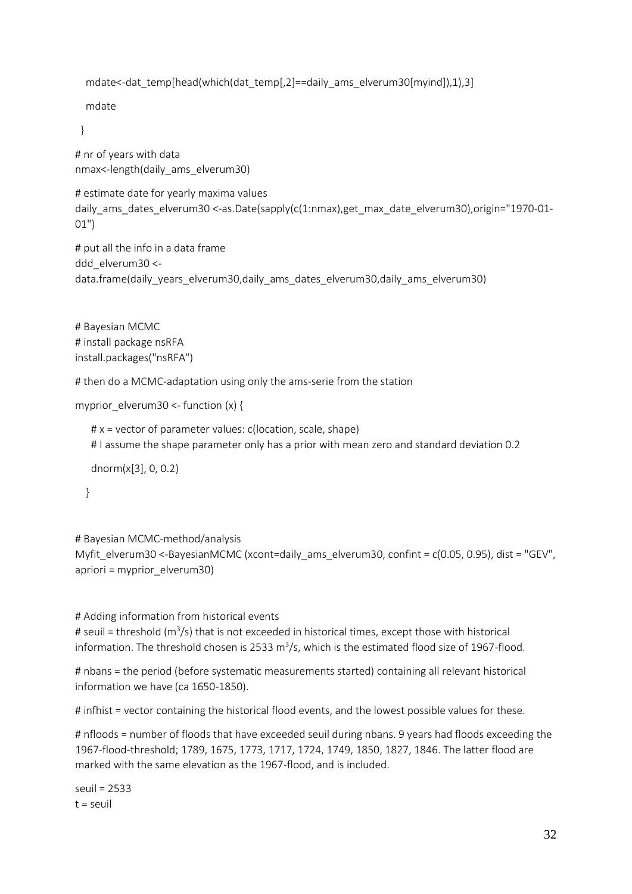```
   mdate<-dat_temp[head(which(dat_temp[,2]==daily_ams_elverum30[myind]),1),3]

   mdate

  }

# nr of years with data
nmax<-length(daily_ams_elverum30)

# estimate date for yearly maxima values
daily_ams_dates_elverum30 <-as.Date(sapply(c(1:nmax),get_max_date_elverum30),origin="1970-01-01")

# put all the info in a data frame
ddd_elverum30 <-
data.frame(daily_years_elverum30,daily_ams_dates_elverum30,daily_ams_elverum30)


# Bayesian MCMC
# install package nsRFA
install.packages("nsRFA")

# then do a MCMC-adaptation using only the ams-serie from the station

myprior_elverum30 <- function (x) {

    # x = vector of parameter values: c(location, scale, shape)
    # I assume the shape parameter only has a prior with mean zero and standard deviation 0.2

    dnorm(x[3], 0, 0.2)

   }


# Bayesian MCMC-method/analysis
Myfit_elverum30 <-BayesianMCMC (xcont=daily_ams_elverum30, confint = c(0.05, 0.95), dist = "GEV", apriori = myprior_elverum30)


# Adding information from historical events
# seuil = threshold (m³/s) that is not exceeded in historical times, except those with historical information. The threshold chosen is 2533 m³/s, which is the estimated flood size of 1967-flood.

# nbans = the period (before systematic measurements started) containing all relevant historical information we have (ca 1650-1850).

# infhist = vector containing the historical flood events, and the lowest possible values for these.

# nfloods = number of floods that have exceeded seuil during nbans. 9 years had floods exceeding the 1967-flood-threshold; 1789, 1675, 1773, 1717, 1724, 1749, 1850, 1827, 1846. The latter flood are marked with the same elevation as the 1967-flood, and is included.

seuil = 2533
t = seuil
```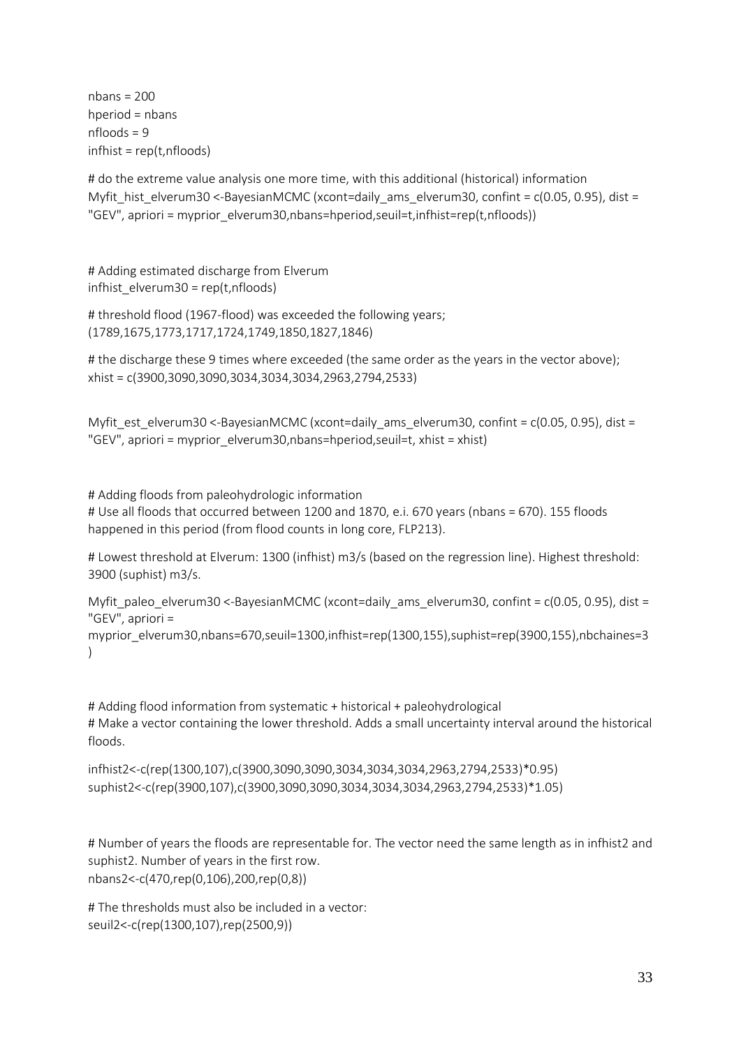```
nbans = 200
hperiod = nbans
nfloods = 9
infhist = rep(t,nfloods)
```

```
# do the extreme value analysis one more time, with this additional (historical) information
Myfit_hist_elverum30 <-BayesianMCMC (xcont=daily_ams_elverum30, confint = c(0.05, 0.95), dist = "GEV", apriori = myprior_elverum30,nbans=hperiod,seuil=t,infhist=rep(t,nfloods))
```

```
# Adding estimated discharge from Elverum
infhist_elverum30 = rep(t,nfloods)
```

```
# threshold flood (1967-flood) was exceeded the following years;
(1789,1675,1773,1717,1724,1749,1850,1827,1846)
```

```
# the discharge these 9 times where exceeded (the same order as the years in the vector above);
xhist = c(3900,3090,3090,3034,3034,3034,2963,2794,2533)
```

```
Myfit_est_elverum30 <-BayesianMCMC (xcont=daily_ams_elverum30, confint = c(0.05, 0.95), dist = "GEV", apriori = myprior_elverum30,nbans=hperiod,seuil=t, xhist = xhist)
```

```
# Adding floods from paleohydrologic information
# Use all floods that occurred between 1200 and 1870, e.i. 670 years (nbans = 670). 155 floods happened in this period (from flood counts in long core, FLP213).
```

```
# Lowest threshold at Elverum: 1300 (infhist) m3/s (based on the regression line). Highest threshold: 3900 (suphist) m3/s.
```

```
Myfit_paleo_elverum30 <-BayesianMCMC (xcont=daily_ams_elverum30, confint = c(0.05, 0.95), dist = "GEV", apriori =
myprior_elverum30,nbans=670,seuil=1300,infhist=rep(1300,155),suphist=rep(3900,155),nbchaines=3
)
```

```
# Adding flood information from systematic + historical + paleohydrological
# Make a vector containing the lower threshold. Adds a small uncertainty interval around the historical floods.
```

```
infhist2<-c(rep(1300,107),c(3900,3090,3090,3034,3034,3034,2963,2794,2533)*0.95)
suphist2<-c(rep(3900,107),c(3900,3090,3090,3034,3034,3034,2963,2794,2533)*1.05)
```

```
# Number of years the floods are representable for. The vector need the same length as in infhist2 and suphist2. Number of years in the first row.
nbans2<-c(470,rep(0,106),200,rep(0,8))
```

```
# The thresholds must also be included in a vector:
seuil2<-c(rep(1300,107),rep(2500,9))
```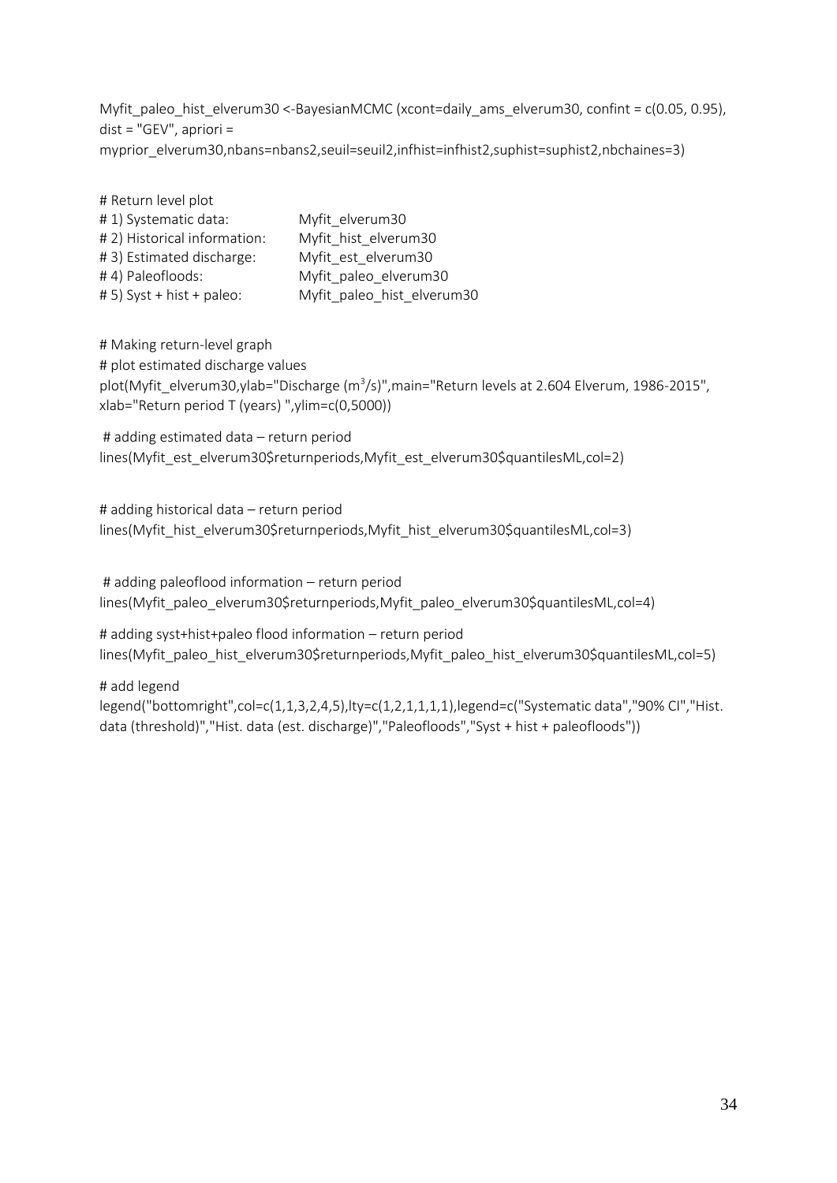```
Myfit_paleo_hist_elverum30 <-BayesianMCMC (xcont=daily_ams_elverum30, confint = c(0.05, 0.95),
dist = "GEV", apriori =
myprior_elverum30,nbans=nbans2,seuil=seuil2,infhist=infhist2,suphist=suphist2,nbchaines=3)

# Return level plot
# 1) Systematic data:           Myfit_elverum30
# 2) Historical information:    Myfit_hist_elverum30
# 3) Estimated discharge:       Myfit_est_elverum30
# 4) Paleofloods:               Myfit_paleo_elverum30
# 5) Syst + hist + paleo:       Myfit_paleo_hist_elverum30

# Making return-level graph
# plot estimated discharge values
plot(Myfit_elverum30,ylab="Discharge (m3/s)",main="Return levels at 2.604 Elverum, 1986-2015",
xlab="Return period T (years) ",ylim=c(0,5000))

 # adding estimated data – return period
lines(Myfit_est_elverum30$returnperiods,Myfit_est_elverum30$quantilesML,col=2)

# adding historical data – return period
lines(Myfit_hist_elverum30$returnperiods,Myfit_hist_elverum30$quantilesML,col=3)

 # adding paleoflood information – return period
lines(Myfit_paleo_elverum30$returnperiods,Myfit_paleo_elverum30$quantilesML,col=4)

# adding syst+hist+paleo flood information – return period
lines(Myfit_paleo_hist_elverum30$returnperiods,Myfit_paleo_hist_elverum30$quantilesML,col=5)

# add legend
legend("bottomright",col=c(1,1,3,2,4,5),lty=c(1,2,1,1,1,1),legend=c("Systematic data","90% CI","Hist.
data (threshold)","Hist. data (est. discharge)","Paleofloods","Syst + hist + paleofloods"))
```